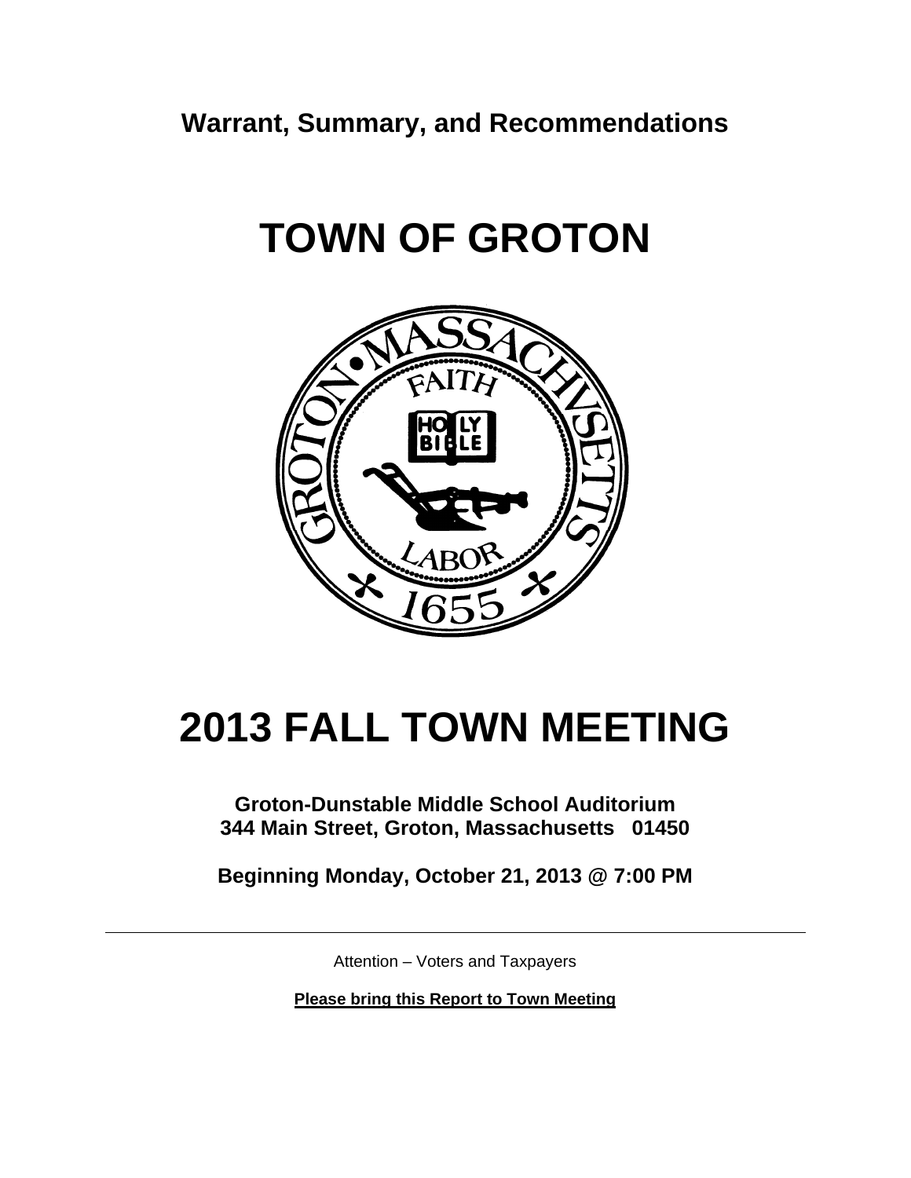**Warrant, Summary, and Recommendations**

# TOWN OF GROTON

# 2013 FALL TOWN MEETING

**Groton-Dunstable Middle School Auditorium**
**344 Main Street, Groton, Massachusetts 01450**

**Beginning Monday, October 21, 2013 @ 7:00 PM**

---

Attention – Voters and Taxpayers

**Please bring this Report to Town Meeting**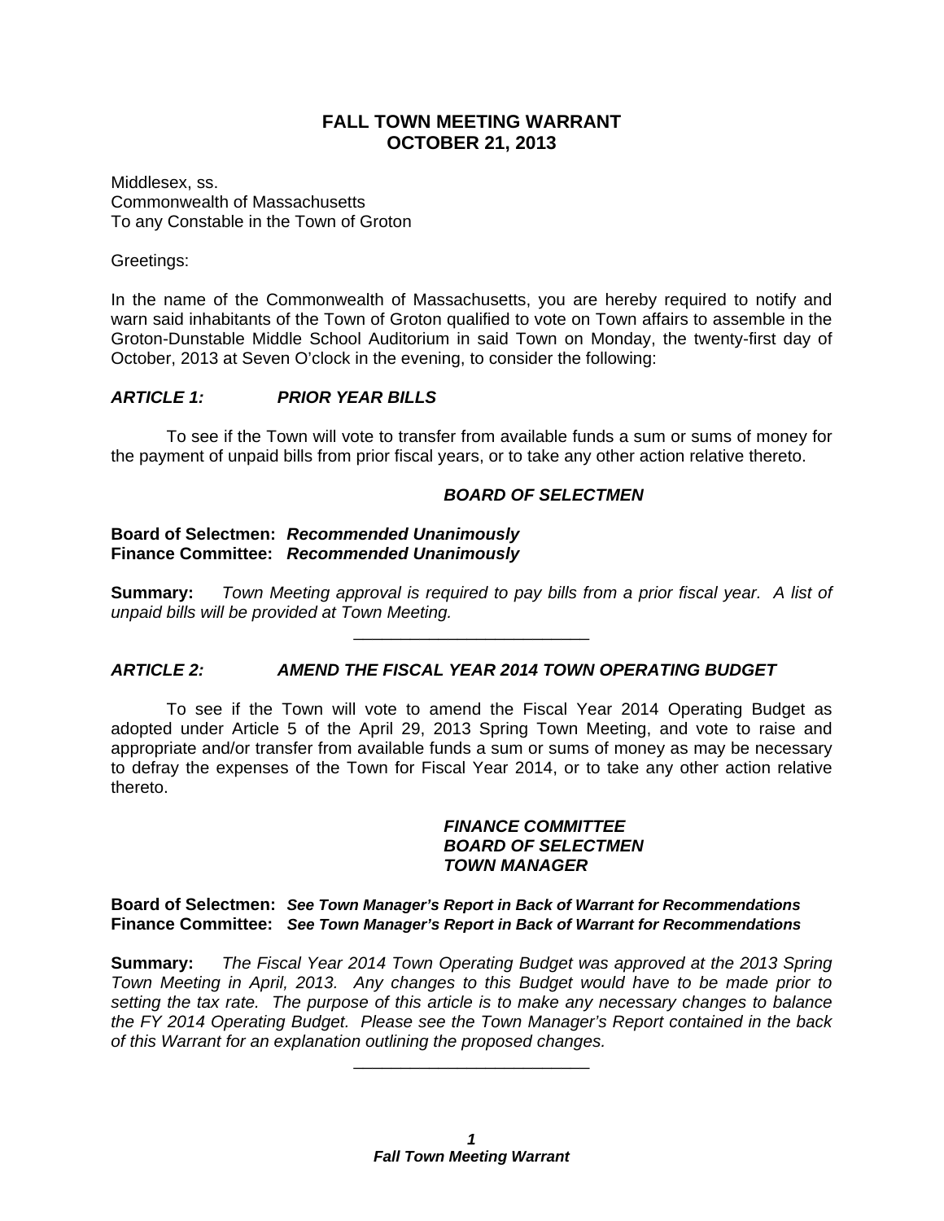# FALL TOWN MEETING WARRANT
# OCTOBER 21, 2013

Middlesex, ss.
Commonwealth of Massachusetts
To any Constable in the Town of Groton

Greetings:

In the name of the Commonwealth of Massachusetts, you are hereby required to notify and warn said inhabitants of the Town of Groton qualified to vote on Town affairs to assemble in the Groton-Dunstable Middle School Auditorium in said Town on Monday, the twenty-first day of October, 2013 at Seven O'clock in the evening, to consider the following:

## *ARTICLE 1: PRIOR YEAR BILLS*

To see if the Town will vote to transfer from available funds a sum or sums of money for the payment of unpaid bills from prior fiscal years, or to take any other action relative thereto.

***BOARD OF SELECTMEN***

**Board of Selectmen:** ***Recommended Unanimously***
**Finance Committee:** ***Recommended Unanimously***

**Summary:** *Town Meeting approval is required to pay bills from a prior fiscal year. A list of unpaid bills will be provided at Town Meeting.*

---

## *ARTICLE 2: AMEND THE FISCAL YEAR 2014 TOWN OPERATING BUDGET*

To see if the Town will vote to amend the Fiscal Year 2014 Operating Budget as adopted under Article 5 of the April 29, 2013 Spring Town Meeting, and vote to raise and appropriate and/or transfer from available funds a sum or sums of money as may be necessary to defray the expenses of the Town for Fiscal Year 2014, or to take any other action relative thereto.

***FINANCE COMMITTEE***
***BOARD OF SELECTMEN***
***TOWN MANAGER***

**Board of Selectmen:** ***See Town Manager's Report in Back of Warrant for Recommendations***
**Finance Committee:** ***See Town Manager's Report in Back of Warrant for Recommendations***

**Summary:** *The Fiscal Year 2014 Town Operating Budget was approved at the 2013 Spring Town Meeting in April, 2013. Any changes to this Budget would have to be made prior to setting the tax rate. The purpose of this article is to make any necessary changes to balance the FY 2014 Operating Budget. Please see the Town Manager's Report contained in the back of this Warrant for an explanation outlining the proposed changes.*

---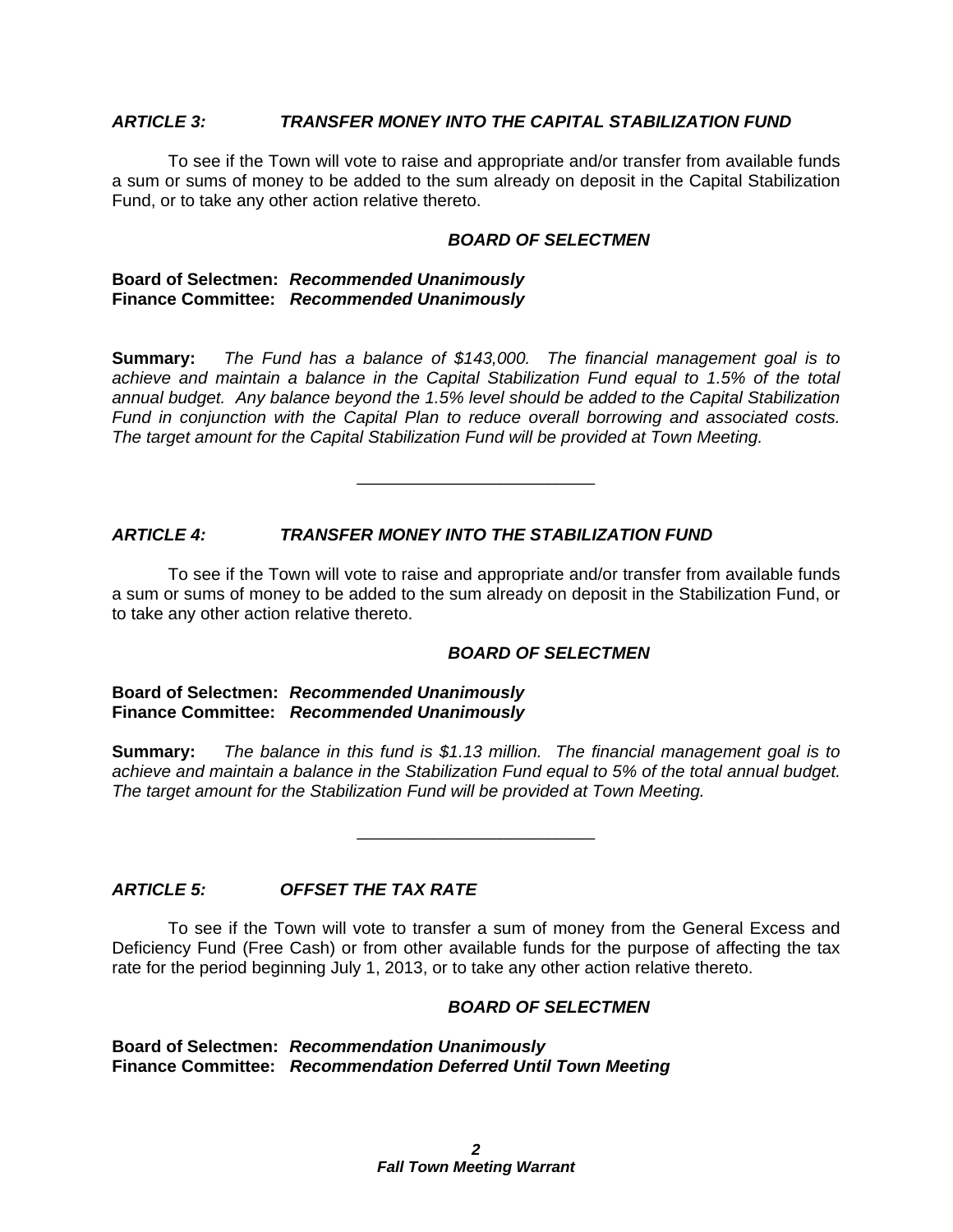### *ARTICLE 3: TRANSFER MONEY INTO THE CAPITAL STABILIZATION FUND*

To see if the Town will vote to raise and appropriate and/or transfer from available funds a sum or sums of money to be added to the sum already on deposit in the Capital Stabilization Fund, or to take any other action relative thereto.

***BOARD OF SELECTMEN***

**Board of Selectmen:** ***Recommended Unanimously***
**Finance Committee:** ***Recommended Unanimously***

**Summary:** *The Fund has a balance of $143,000. The financial management goal is to achieve and maintain a balance in the Capital Stabilization Fund equal to 1.5% of the total annual budget. Any balance beyond the 1.5% level should be added to the Capital Stabilization Fund in conjunction with the Capital Plan to reduce overall borrowing and associated costs. The target amount for the Capital Stabilization Fund will be provided at Town Meeting.*

---

### *ARTICLE 4: TRANSFER MONEY INTO THE STABILIZATION FUND*

To see if the Town will vote to raise and appropriate and/or transfer from available funds a sum or sums of money to be added to the sum already on deposit in the Stabilization Fund, or to take any other action relative thereto.

***BOARD OF SELECTMEN***

**Board of Selectmen:** ***Recommended Unanimously***
**Finance Committee:** ***Recommended Unanimously***

**Summary:** *The balance in this fund is $1.13 million. The financial management goal is to achieve and maintain a balance in the Stabilization Fund equal to 5% of the total annual budget. The target amount for the Stabilization Fund will be provided at Town Meeting.*

---

### *ARTICLE 5: OFFSET THE TAX RATE*

To see if the Town will vote to transfer a sum of money from the General Excess and Deficiency Fund (Free Cash) or from other available funds for the purpose of affecting the tax rate for the period beginning July 1, 2013, or to take any other action relative thereto.

***BOARD OF SELECTMEN***

**Board of Selectmen:** ***Recommendation Unanimously***
**Finance Committee:** ***Recommendation Deferred Until Town Meeting***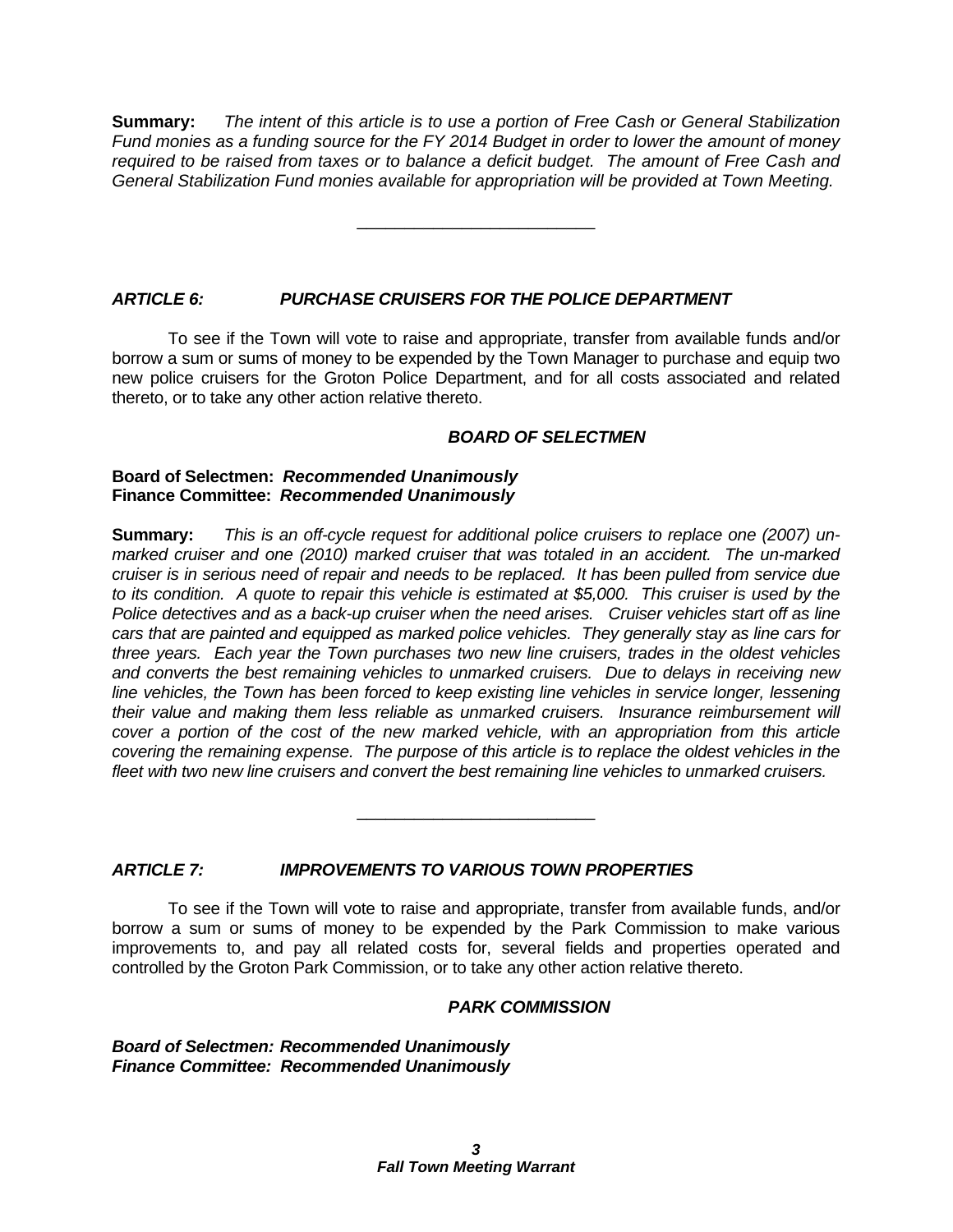**Summary:** *The intent of this article is to use a portion of Free Cash or General Stabilization Fund monies as a funding source for the FY 2014 Budget in order to lower the amount of money required to be raised from taxes or to balance a deficit budget. The amount of Free Cash and General Stabilization Fund monies available for appropriation will be provided at Town Meeting.*

---

### *ARTICLE 6: PURCHASE CRUISERS FOR THE POLICE DEPARTMENT*

To see if the Town will vote to raise and appropriate, transfer from available funds and/or borrow a sum or sums of money to be expended by the Town Manager to purchase and equip two new police cruisers for the Groton Police Department, and for all costs associated and related thereto, or to take any other action relative thereto.

***BOARD OF SELECTMEN***

**Board of Selectmen:** ***Recommended Unanimously***
**Finance Committee:** ***Recommended Unanimously***

**Summary:** *This is an off-cycle request for additional police cruisers to replace one (2007) un-marked cruiser and one (2010) marked cruiser that was totaled in an accident. The un-marked cruiser is in serious need of repair and needs to be replaced. It has been pulled from service due to its condition. A quote to repair this vehicle is estimated at $5,000. This cruiser is used by the Police detectives and as a back-up cruiser when the need arises. Cruiser vehicles start off as line cars that are painted and equipped as marked police vehicles. They generally stay as line cars for three years. Each year the Town purchases two new line cruisers, trades in the oldest vehicles and converts the best remaining vehicles to unmarked cruisers. Due to delays in receiving new line vehicles, the Town has been forced to keep existing line vehicles in service longer, lessening their value and making them less reliable as unmarked cruisers. Insurance reimbursement will cover a portion of the cost of the new marked vehicle, with an appropriation from this article covering the remaining expense. The purpose of this article is to replace the oldest vehicles in the fleet with two new line cruisers and convert the best remaining line vehicles to unmarked cruisers.*

---

### *ARTICLE 7: IMPROVEMENTS TO VARIOUS TOWN PROPERTIES*

To see if the Town will vote to raise and appropriate, transfer from available funds, and/or borrow a sum or sums of money to be expended by the Park Commission to make various improvements to, and pay all related costs for, several fields and properties operated and controlled by the Groton Park Commission, or to take any other action relative thereto.

***PARK COMMISSION***

***Board of Selectmen: Recommended Unanimously***
***Finance Committee: Recommended Unanimously***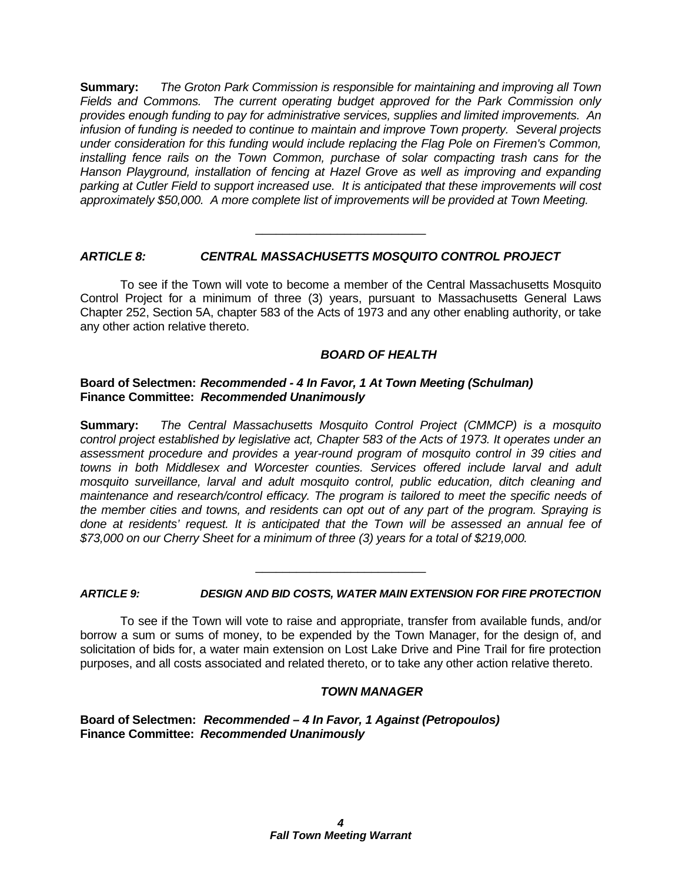**Summary:** *The Groton Park Commission is responsible for maintaining and improving all Town Fields and Commons. The current operating budget approved for the Park Commission only provides enough funding to pay for administrative services, supplies and limited improvements. An infusion of funding is needed to continue to maintain and improve Town property. Several projects under consideration for this funding would include replacing the Flag Pole on Firemen's Common, installing fence rails on the Town Common, purchase of solar compacting trash cans for the Hanson Playground, installation of fencing at Hazel Grove as well as improving and expanding parking at Cutler Field to support increased use. It is anticipated that these improvements will cost approximately $50,000. A more complete list of improvements will be provided at Town Meeting.*

---

### *ARTICLE 8: CENTRAL MASSACHUSETTS MOSQUITO CONTROL PROJECT*

To see if the Town will vote to become a member of the Central Massachusetts Mosquito Control Project for a minimum of three (3) years, pursuant to Massachusetts General Laws Chapter 252, Section 5A, chapter 583 of the Acts of 1973 and any other enabling authority, or take any other action relative thereto.

***BOARD OF HEALTH***

**Board of Selectmen:** ***Recommended - 4 In Favor, 1 At Town Meeting (Schulman)***
**Finance Committee:** ***Recommended Unanimously***

**Summary:** *The Central Massachusetts Mosquito Control Project (CMMCP) is a mosquito control project established by legislative act, Chapter 583 of the Acts of 1973. It operates under an assessment procedure and provides a year-round program of mosquito control in 39 cities and towns in both Middlesex and Worcester counties. Services offered include larval and adult mosquito surveillance, larval and adult mosquito control, public education, ditch cleaning and maintenance and research/control efficacy. The program is tailored to meet the specific needs of the member cities and towns, and residents can opt out of any part of the program. Spraying is done at residents' request. It is anticipated that the Town will be assessed an annual fee of $73,000 on our Cherry Sheet for a minimum of three (3) years for a total of $219,000.*

---

### *ARTICLE 9: DESIGN AND BID COSTS, WATER MAIN EXTENSION FOR FIRE PROTECTION*

To see if the Town will vote to raise and appropriate, transfer from available funds, and/or borrow a sum or sums of money, to be expended by the Town Manager, for the design of, and solicitation of bids for, a water main extension on Lost Lake Drive and Pine Trail for fire protection purposes, and all costs associated and related thereto, or to take any other action relative thereto.

***TOWN MANAGER***

**Board of Selectmen:** ***Recommended – 4 In Favor, 1 Against (Petropoulos)***
**Finance Committee:** ***Recommended Unanimously***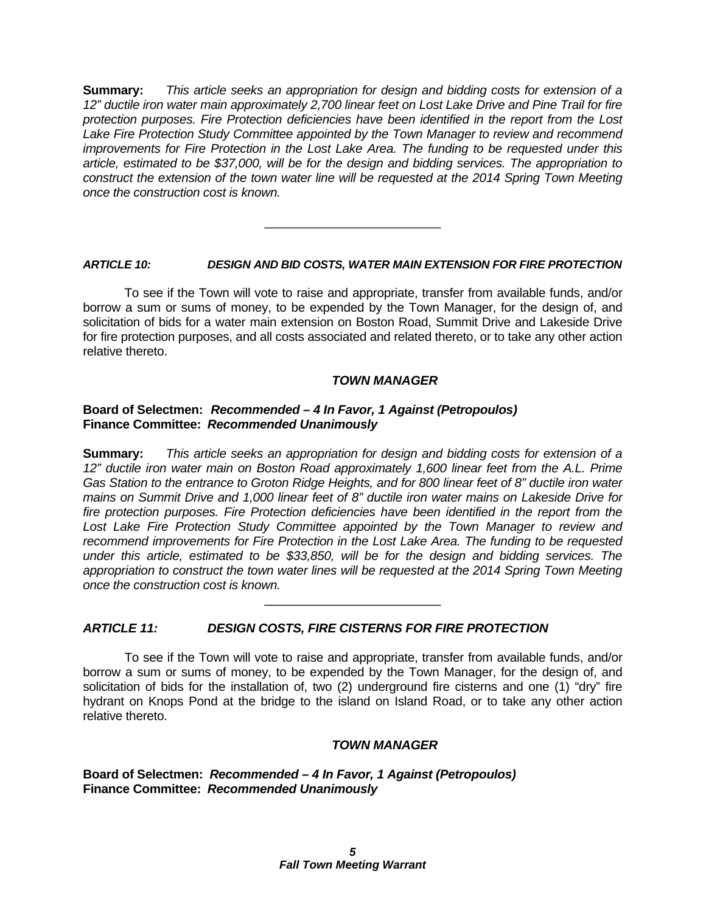**Summary:** *This article seeks an appropriation for design and bidding costs for extension of a 12" ductile iron water main approximately 2,700 linear feet on Lost Lake Drive and Pine Trail for fire protection purposes. Fire Protection deficiencies have been identified in the report from the Lost Lake Fire Protection Study Committee appointed by the Town Manager to review and recommend improvements for Fire Protection in the Lost Lake Area. The funding to be requested under this article, estimated to be $37,000, will be for the design and bidding services. The appropriation to construct the extension of the town water line will be requested at the 2014 Spring Town Meeting once the construction cost is known.*

---

### *ARTICLE 10: DESIGN AND BID COSTS, WATER MAIN EXTENSION FOR FIRE PROTECTION*

To see if the Town will vote to raise and appropriate, transfer from available funds, and/or borrow a sum or sums of money, to be expended by the Town Manager, for the design of, and solicitation of bids for a water main extension on Boston Road, Summit Drive and Lakeside Drive for fire protection purposes, and all costs associated and related thereto, or to take any other action relative thereto.

***TOWN MANAGER***

**Board of Selectmen:** ***Recommended – 4 In Favor, 1 Against (Petropoulos)***
**Finance Committee:** ***Recommended Unanimously***

**Summary:** *This article seeks an appropriation for design and bidding costs for extension of a 12" ductile iron water main on Boston Road approximately 1,600 linear feet from the A.L. Prime Gas Station to the entrance to Groton Ridge Heights, and for 800 linear feet of 8" ductile iron water mains on Summit Drive and 1,000 linear feet of 8" ductile iron water mains on Lakeside Drive for fire protection purposes. Fire Protection deficiencies have been identified in the report from the Lost Lake Fire Protection Study Committee appointed by the Town Manager to review and recommend improvements for Fire Protection in the Lost Lake Area. The funding to be requested under this article, estimated to be $33,850, will be for the design and bidding services. The appropriation to construct the town water lines will be requested at the 2014 Spring Town Meeting once the construction cost is known.*

---

### *ARTICLE 11: DESIGN COSTS, FIRE CISTERNS FOR FIRE PROTECTION*

To see if the Town will vote to raise and appropriate, transfer from available funds, and/or borrow a sum or sums of money, to be expended by the Town Manager, for the design of, and solicitation of bids for the installation of, two (2) underground fire cisterns and one (1) "dry" fire hydrant on Knops Pond at the bridge to the island on Island Road, or to take any other action relative thereto.

***TOWN MANAGER***

**Board of Selectmen:** ***Recommended – 4 In Favor, 1 Against (Petropoulos)***
**Finance Committee:** ***Recommended Unanimously***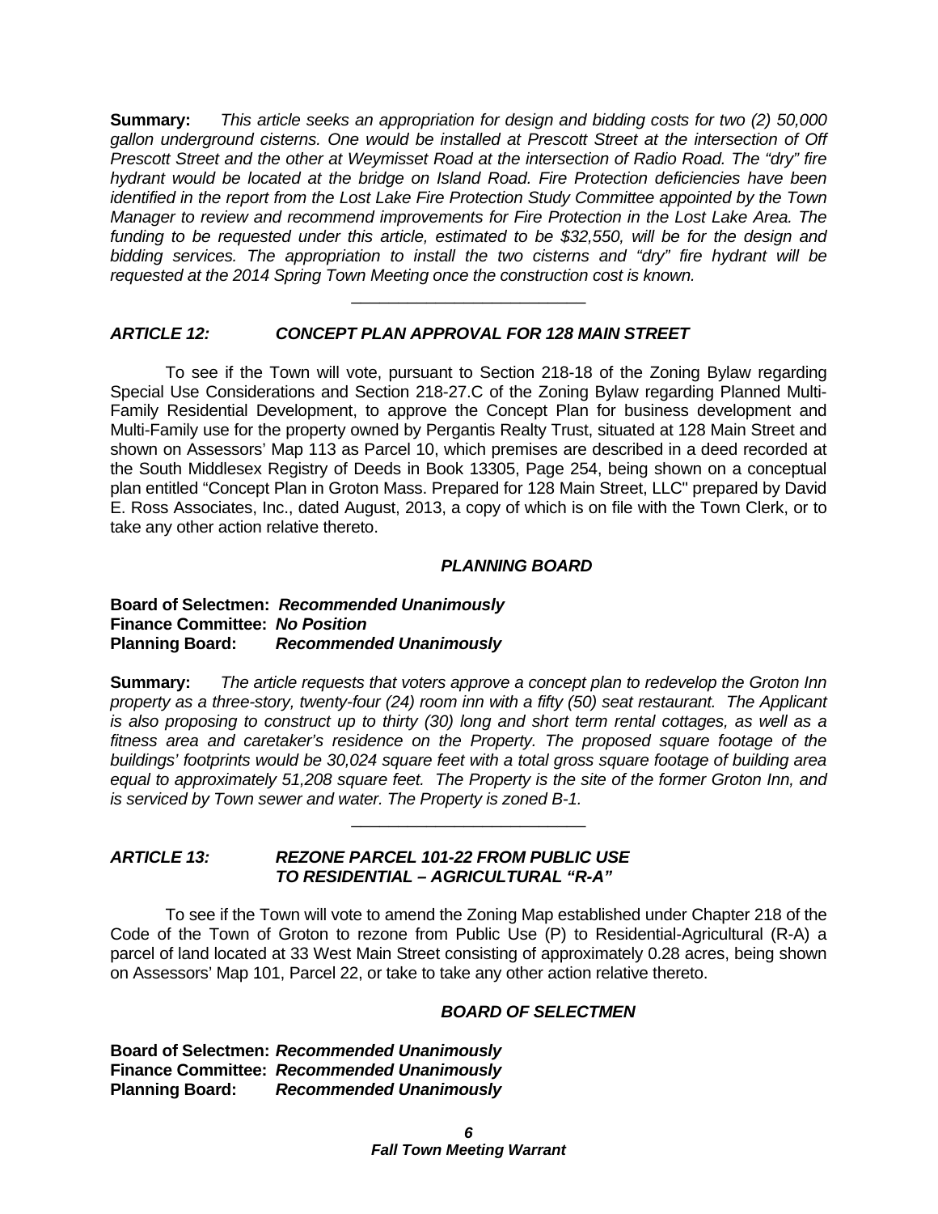**Summary:** *This article seeks an appropriation for design and bidding costs for two (2) 50,000 gallon underground cisterns. One would be installed at Prescott Street at the intersection of Off Prescott Street and the other at Weymisset Road at the intersection of Radio Road. The "dry" fire hydrant would be located at the bridge on Island Road. Fire Protection deficiencies have been identified in the report from the Lost Lake Fire Protection Study Committee appointed by the Town Manager to review and recommend improvements for Fire Protection in the Lost Lake Area. The funding to be requested under this article, estimated to be $32,550, will be for the design and bidding services. The appropriation to install the two cisterns and "dry" fire hydrant will be requested at the 2014 Spring Town Meeting once the construction cost is known.*

---

### *ARTICLE 12: CONCEPT PLAN APPROVAL FOR 128 MAIN STREET*

To see if the Town will vote, pursuant to Section 218-18 of the Zoning Bylaw regarding Special Use Considerations and Section 218-27.C of the Zoning Bylaw regarding Planned Multi-Family Residential Development, to approve the Concept Plan for business development and Multi-Family use for the property owned by Pergantis Realty Trust, situated at 128 Main Street and shown on Assessors' Map 113 as Parcel 10, which premises are described in a deed recorded at the South Middlesex Registry of Deeds in Book 13305, Page 254, being shown on a conceptual plan entitled "Concept Plan in Groton Mass. Prepared for 128 Main Street, LLC" prepared by David E. Ross Associates, Inc., dated August, 2013, a copy of which is on file with the Town Clerk, or to take any other action relative thereto.

***PLANNING BOARD***

**Board of Selectmen:** ***Recommended Unanimously***
**Finance Committee:** ***No Position***
**Planning Board:** ***Recommended Unanimously***

**Summary:** *The article requests that voters approve a concept plan to redevelop the Groton Inn property as a three-story, twenty-four (24) room inn with a fifty (50) seat restaurant. The Applicant is also proposing to construct up to thirty (30) long and short term rental cottages, as well as a fitness area and caretaker's residence on the Property. The proposed square footage of the buildings' footprints would be 30,024 square feet with a total gross square footage of building area equal to approximately 51,208 square feet. The Property is the site of the former Groton Inn, and is serviced by Town sewer and water. The Property is zoned B-1.*

---

### *ARTICLE 13: REZONE PARCEL 101-22 FROM PUBLIC USE TO RESIDENTIAL – AGRICULTURAL "R-A"*

To see if the Town will vote to amend the Zoning Map established under Chapter 218 of the Code of the Town of Groton to rezone from Public Use (P) to Residential-Agricultural (R-A) a parcel of land located at 33 West Main Street consisting of approximately 0.28 acres, being shown on Assessors' Map 101, Parcel 22, or take to take any other action relative thereto.

***BOARD OF SELECTMEN***

**Board of Selectmen:** ***Recommended Unanimously***
**Finance Committee:** ***Recommended Unanimously***
**Planning Board:** ***Recommended Unanimously***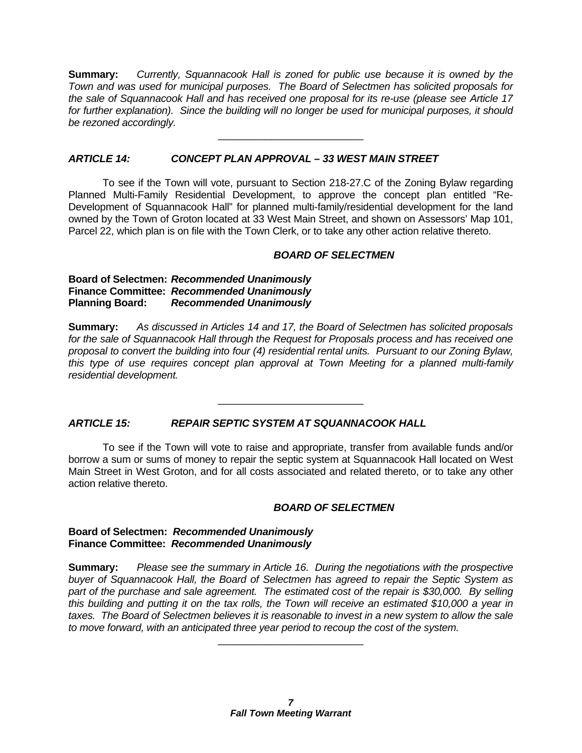**Summary:** *Currently, Squannacook Hall is zoned for public use because it is owned by the Town and was used for municipal purposes. The Board of Selectmen has solicited proposals for the sale of Squannacook Hall and has received one proposal for its re-use (please see Article 17 for further explanation). Since the building will no longer be used for municipal purposes, it should be rezoned accordingly.*

---

### *ARTICLE 14: CONCEPT PLAN APPROVAL – 33 WEST MAIN STREET*

To see if the Town will vote, pursuant to Section 218-27.C of the Zoning Bylaw regarding Planned Multi-Family Residential Development, to approve the concept plan entitled "Re-Development of Squannacook Hall" for planned multi-family/residential development for the land owned by the Town of Groton located at 33 West Main Street, and shown on Assessors' Map 101, Parcel 22, which plan is on file with the Town Clerk, or to take any other action relative thereto.

***BOARD OF SELECTMEN***

**Board of Selectmen:** ***Recommended Unanimously***
**Finance Committee:** ***Recommended Unanimously***
**Planning Board:** ***Recommended Unanimously***

**Summary:** *As discussed in Articles 14 and 17, the Board of Selectmen has solicited proposals for the sale of Squannacook Hall through the Request for Proposals process and has received one proposal to convert the building into four (4) residential rental units. Pursuant to our Zoning Bylaw, this type of use requires concept plan approval at Town Meeting for a planned multi-family residential development.*

---

### *ARTICLE 15: REPAIR SEPTIC SYSTEM AT SQUANNACOOK HALL*

To see if the Town will vote to raise and appropriate, transfer from available funds and/or borrow a sum or sums of money to repair the septic system at Squannacook Hall located on West Main Street in West Groton, and for all costs associated and related thereto, or to take any other action relative thereto.

***BOARD OF SELECTMEN***

**Board of Selectmen:** ***Recommended Unanimously***
**Finance Committee:** ***Recommended Unanimously***

**Summary:** *Please see the summary in Article 16. During the negotiations with the prospective buyer of Squannacook Hall, the Board of Selectmen has agreed to repair the Septic System as part of the purchase and sale agreement. The estimated cost of the repair is $30,000. By selling this building and putting it on the tax rolls, the Town will receive an estimated $10,000 a year in taxes. The Board of Selectmen believes it is reasonable to invest in a new system to allow the sale to move forward, with an anticipated three year period to recoup the cost of the system.*

---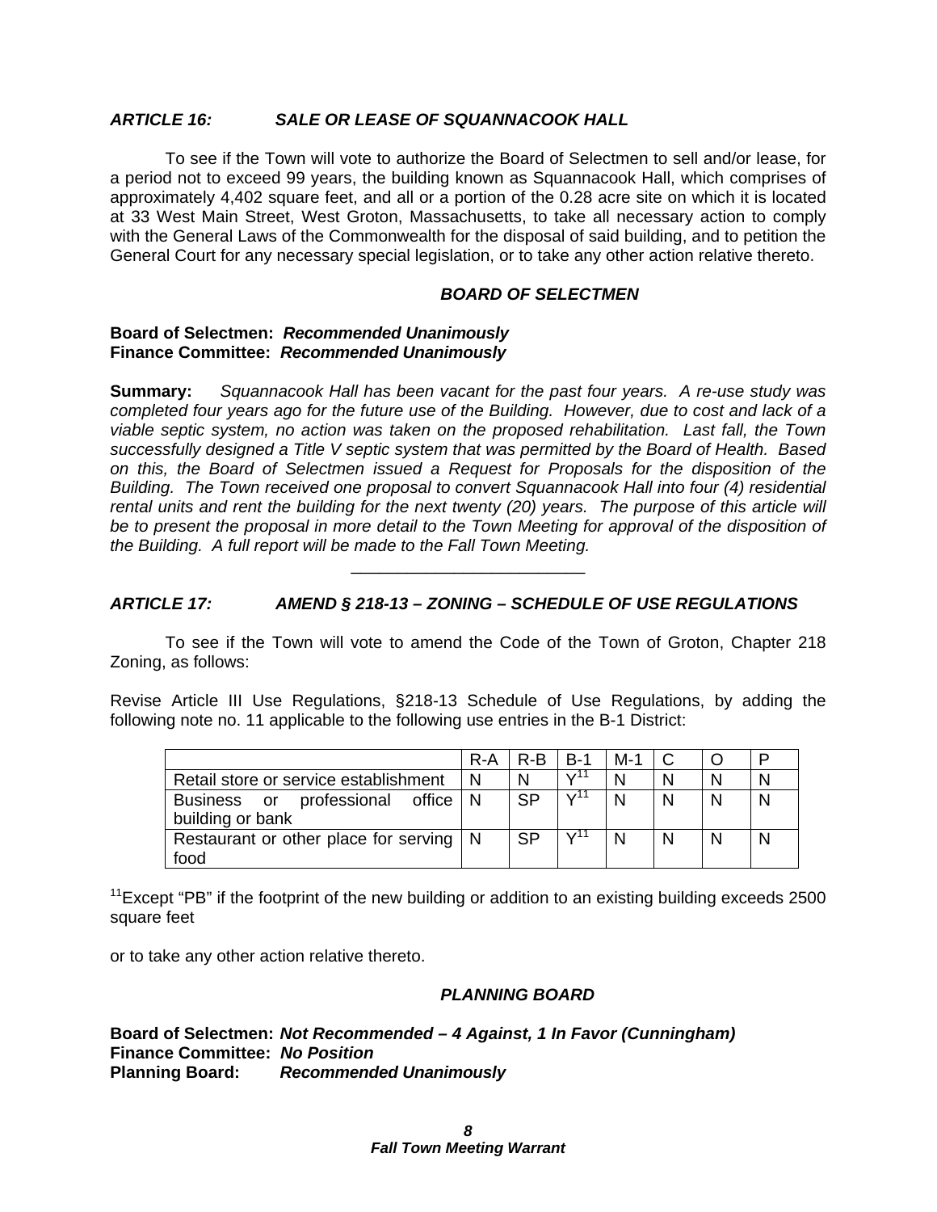### *ARTICLE 16: SALE OR LEASE OF SQUANNACOOK HALL*

To see if the Town will vote to authorize the Board of Selectmen to sell and/or lease, for a period not to exceed 99 years, the building known as Squannacook Hall, which comprises of approximately 4,402 square feet, and all or a portion of the 0.28 acre site on which it is located at 33 West Main Street, West Groton, Massachusetts, to take all necessary action to comply with the General Laws of the Commonwealth for the disposal of said building, and to petition the General Court for any necessary special legislation, or to take any other action relative thereto.

***BOARD OF SELECTMEN***

**Board of Selectmen: *Recommended Unanimously***
**Finance Committee: *Recommended Unanimously***

**Summary:** *Squannacook Hall has been vacant for the past four years. A re-use study was completed four years ago for the future use of the Building. However, due to cost and lack of a viable septic system, no action was taken on the proposed rehabilitation. Last fall, the Town successfully designed a Title V septic system that was permitted by the Board of Health. Based on this, the Board of Selectmen issued a Request for Proposals for the disposition of the Building. The Town received one proposal to convert Squannacook Hall into four (4) residential rental units and rent the building for the next twenty (20) years. The purpose of this article will be to present the proposal in more detail to the Town Meeting for approval of the disposition of the Building. A full report will be made to the Fall Town Meeting.*

---

### *ARTICLE 17: AMEND § 218-13 – ZONING – SCHEDULE OF USE REGULATIONS*

To see if the Town will vote to amend the Code of the Town of Groton, Chapter 218 Zoning, as follows:

Revise Article III Use Regulations, §218-13 Schedule of Use Regulations, by adding the following note no. 11 applicable to the following use entries in the B-1 District:

| | R-A | R-B | B-1 | M-1 | C | O | P |
|---|---|---|---|---|---|---|---|
| Retail store or service establishment | N | N | Y[11] | N | N | N | N |
| Business or professional office building or bank | N | SP | Y[11] | N | N | N | N |
| Restaurant or other place for serving food | N | SP | Y[11] | N | N | N | N |

[11]Except "PB" if the footprint of the new building or addition to an existing building exceeds 2500 square feet

or to take any other action relative thereto.

***PLANNING BOARD***

**Board of Selectmen: *Not Recommended – 4 Against, 1 In Favor (Cunningham)***
**Finance Committee: *No Position***
**Planning Board: *Recommended Unanimously***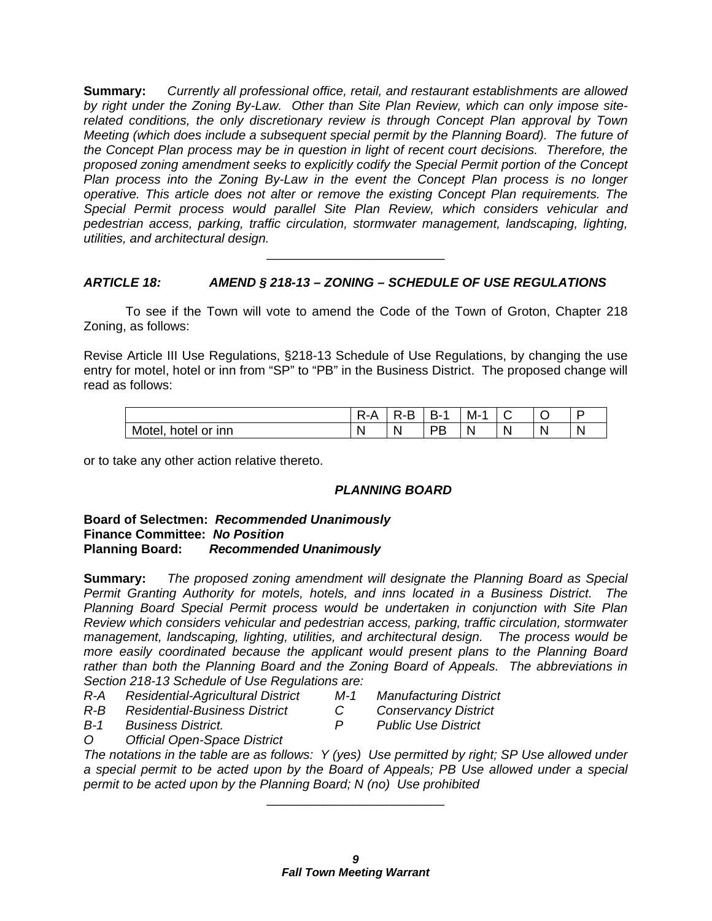**Summary:** *Currently all professional office, retail, and restaurant establishments are allowed by right under the Zoning By-Law. Other than Site Plan Review, which can only impose site-related conditions, the only discretionary review is through Concept Plan approval by Town Meeting (which does include a subsequent special permit by the Planning Board). The future of the Concept Plan process may be in question in light of recent court decisions. Therefore, the proposed zoning amendment seeks to explicitly codify the Special Permit portion of the Concept Plan process into the Zoning By-Law in the event the Concept Plan process is no longer operative. This article does not alter or remove the existing Concept Plan requirements. The Special Permit process would parallel Site Plan Review, which considers vehicular and pedestrian access, parking, traffic circulation, stormwater management, landscaping, lighting, utilities, and architectural design.*

---

### *ARTICLE 18: AMEND § 218-13 – ZONING – SCHEDULE OF USE REGULATIONS*

To see if the Town will vote to amend the Code of the Town of Groton, Chapter 218 Zoning, as follows:

Revise Article III Use Regulations, §218-13 Schedule of Use Regulations, by changing the use entry for motel, hotel or inn from "SP" to "PB" in the Business District. The proposed change will read as follows:

| | R-A | R-B | B-1 | M-1 | C | O | P |
|---|---|---|---|---|---|---|---|
| Motel, hotel or inn | N | N | PB | N | N | N | N |

or to take any other action relative thereto.

***PLANNING BOARD***

**Board of Selectmen:** ***Recommended Unanimously***
**Finance Committee:** ***No Position***
**Planning Board:** ***Recommended Unanimously***

**Summary:** *The proposed zoning amendment will designate the Planning Board as Special Permit Granting Authority for motels, hotels, and inns located in a Business District. The Planning Board Special Permit process would be undertaken in conjunction with Site Plan Review which considers vehicular and pedestrian access, parking, traffic circulation, stormwater management, landscaping, lighting, utilities, and architectural design. The process would be more easily coordinated because the applicant would present plans to the Planning Board rather than both the Planning Board and the Zoning Board of Appeals. The abbreviations in Section 218-13 Schedule of Use Regulations are:*

*R-A Residential-Agricultural District*
*R-B Residential-Business District*
*B-1 Business District.*
*O Official Open-Space District*
*M-1 Manufacturing District*
*C Conservancy District*
*P Public Use District*

*The notations in the table are as follows: Y (yes) Use permitted by right; SP Use allowed under a special permit to be acted upon by the Board of Appeals; PB Use allowed under a special permit to be acted upon by the Planning Board; N (no) Use prohibited*

---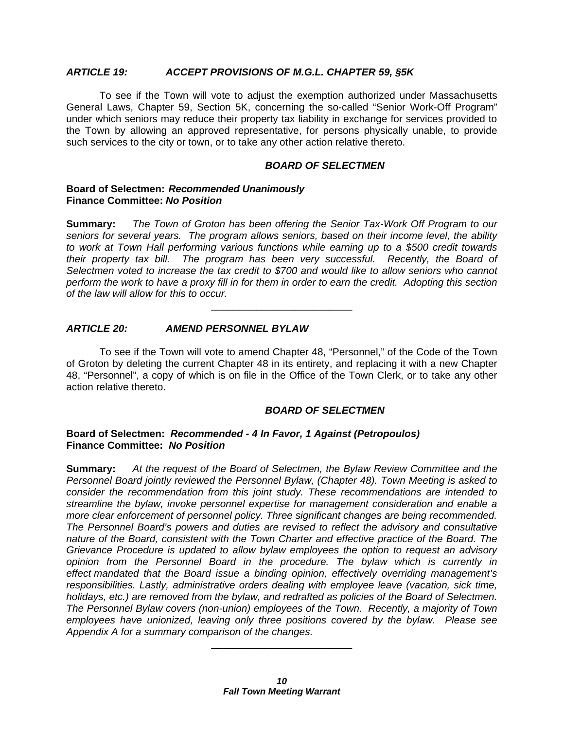### *ARTICLE 19: ACCEPT PROVISIONS OF M.G.L. CHAPTER 59, §5K*

To see if the Town will vote to adjust the exemption authorized under Massachusetts General Laws, Chapter 59, Section 5K, concerning the so-called "Senior Work-Off Program" under which seniors may reduce their property tax liability in exchange for services provided to the Town by allowing an approved representative, for persons physically unable, to provide such services to the city or town, or to take any other action relative thereto.

***BOARD OF SELECTMEN***

**Board of Selectmen:** ***Recommended Unanimously***
**Finance Committee:** ***No Position***

**Summary:** *The Town of Groton has been offering the Senior Tax-Work Off Program to our seniors for several years. The program allows seniors, based on their income level, the ability to work at Town Hall performing various functions while earning up to a $500 credit towards their property tax bill. The program has been very successful. Recently, the Board of Selectmen voted to increase the tax credit to $700 and would like to allow seniors who cannot perform the work to have a proxy fill in for them in order to earn the credit. Adopting this section of the law will allow for this to occur.*

---

### *ARTICLE 20: AMEND PERSONNEL BYLAW*

To see if the Town will vote to amend Chapter 48, "Personnel," of the Code of the Town of Groton by deleting the current Chapter 48 in its entirety, and replacing it with a new Chapter 48, "Personnel", a copy of which is on file in the Office of the Town Clerk, or to take any other action relative thereto.

***BOARD OF SELECTMEN***

**Board of Selectmen:** ***Recommended - 4 In Favor, 1 Against (Petropoulos)***
**Finance Committee:** ***No Position***

**Summary:** *At the request of the Board of Selectmen, the Bylaw Review Committee and the Personnel Board jointly reviewed the Personnel Bylaw, (Chapter 48). Town Meeting is asked to consider the recommendation from this joint study. These recommendations are intended to streamline the bylaw, invoke personnel expertise for management consideration and enable a more clear enforcement of personnel policy. Three significant changes are being recommended. The Personnel Board's powers and duties are revised to reflect the advisory and consultative nature of the Board, consistent with the Town Charter and effective practice of the Board. The Grievance Procedure is updated to allow bylaw employees the option to request an advisory opinion from the Personnel Board in the procedure. The bylaw which is currently in effect mandated that the Board issue a binding opinion, effectively overriding management's responsibilities. Lastly, administrative orders dealing with employee leave (vacation, sick time, holidays, etc.) are removed from the bylaw, and redrafted as policies of the Board of Selectmen. The Personnel Bylaw covers (non-union) employees of the Town. Recently, a majority of Town employees have unionized, leaving only three positions covered by the bylaw. Please see Appendix A for a summary comparison of the changes.*

---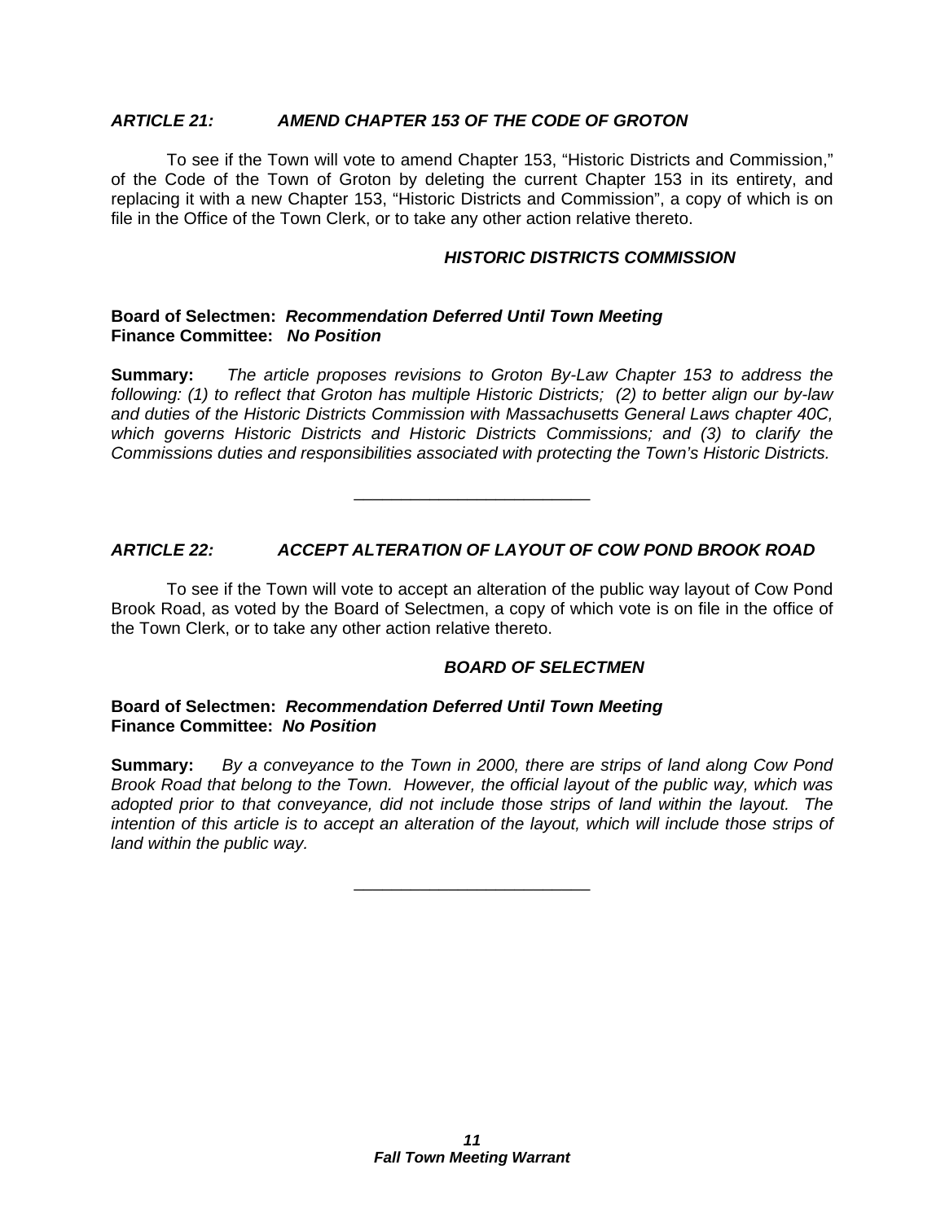### *ARTICLE 21: AMEND CHAPTER 153 OF THE CODE OF GROTON*

To see if the Town will vote to amend Chapter 153, “Historic Districts and Commission,” of the Code of the Town of Groton by deleting the current Chapter 153 in its entirety, and replacing it with a new Chapter 153, “Historic Districts and Commission”, a copy of which is on file in the Office of the Town Clerk, or to take any other action relative thereto.

***HISTORIC DISTRICTS COMMISSION***

**Board of Selectmen:** ***Recommendation Deferred Until Town Meeting***
**Finance Committee:** ***No Position***

**Summary:** *The article proposes revisions to Groton By-Law Chapter 153 to address the following: (1) to reflect that Groton has multiple Historic Districts; (2) to better align our by-law and duties of the Historic Districts Commission with Massachusetts General Laws chapter 40C, which governs Historic Districts and Historic Districts Commissions; and (3) to clarify the Commissions duties and responsibilities associated with protecting the Town’s Historic Districts.*

---

### *ARTICLE 22: ACCEPT ALTERATION OF LAYOUT OF COW POND BROOK ROAD*

To see if the Town will vote to accept an alteration of the public way layout of Cow Pond Brook Road, as voted by the Board of Selectmen, a copy of which vote is on file in the office of the Town Clerk, or to take any other action relative thereto.

***BOARD OF SELECTMEN***

**Board of Selectmen:** ***Recommendation Deferred Until Town Meeting***
**Finance Committee:** ***No Position***

**Summary:** *By a conveyance to the Town in 2000, there are strips of land along Cow Pond Brook Road that belong to the Town. However, the official layout of the public way, which was adopted prior to that conveyance, did not include those strips of land within the layout. The intention of this article is to accept an alteration of the layout, which will include those strips of land within the public way.*

---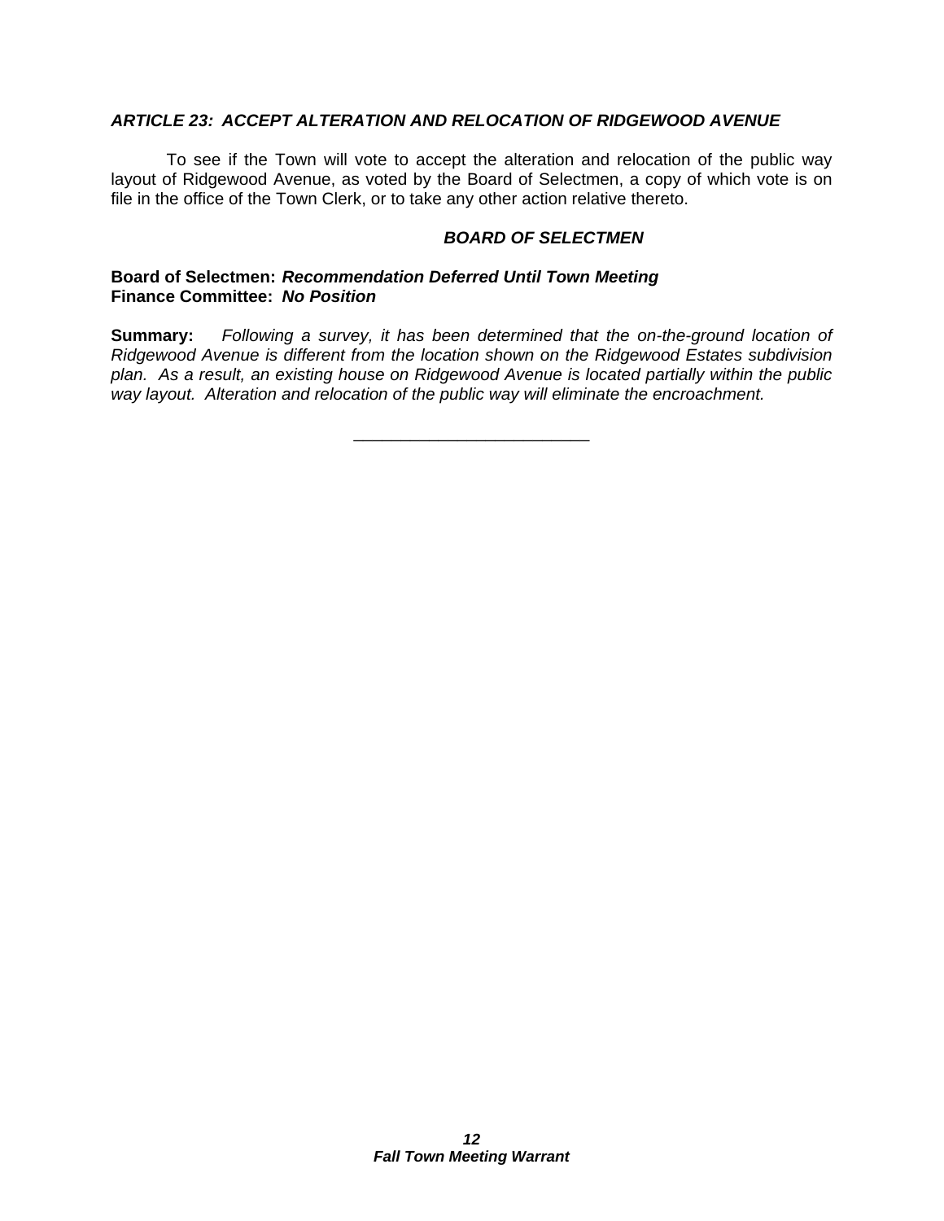### *ARTICLE 23: ACCEPT ALTERATION AND RELOCATION OF RIDGEWOOD AVENUE*

To see if the Town will vote to accept the alteration and relocation of the public way layout of Ridgewood Avenue, as voted by the Board of Selectmen, a copy of which vote is on file in the office of the Town Clerk, or to take any other action relative thereto.

***BOARD OF SELECTMEN***

**Board of Selectmen:** ***Recommendation Deferred Until Town Meeting***
**Finance Committee:** ***No Position***

**Summary:** *Following a survey, it has been determined that the on-the-ground location of Ridgewood Avenue is different from the location shown on the Ridgewood Estates subdivision plan. As a result, an existing house on Ridgewood Avenue is located partially within the public way layout. Alteration and relocation of the public way will eliminate the encroachment.*

---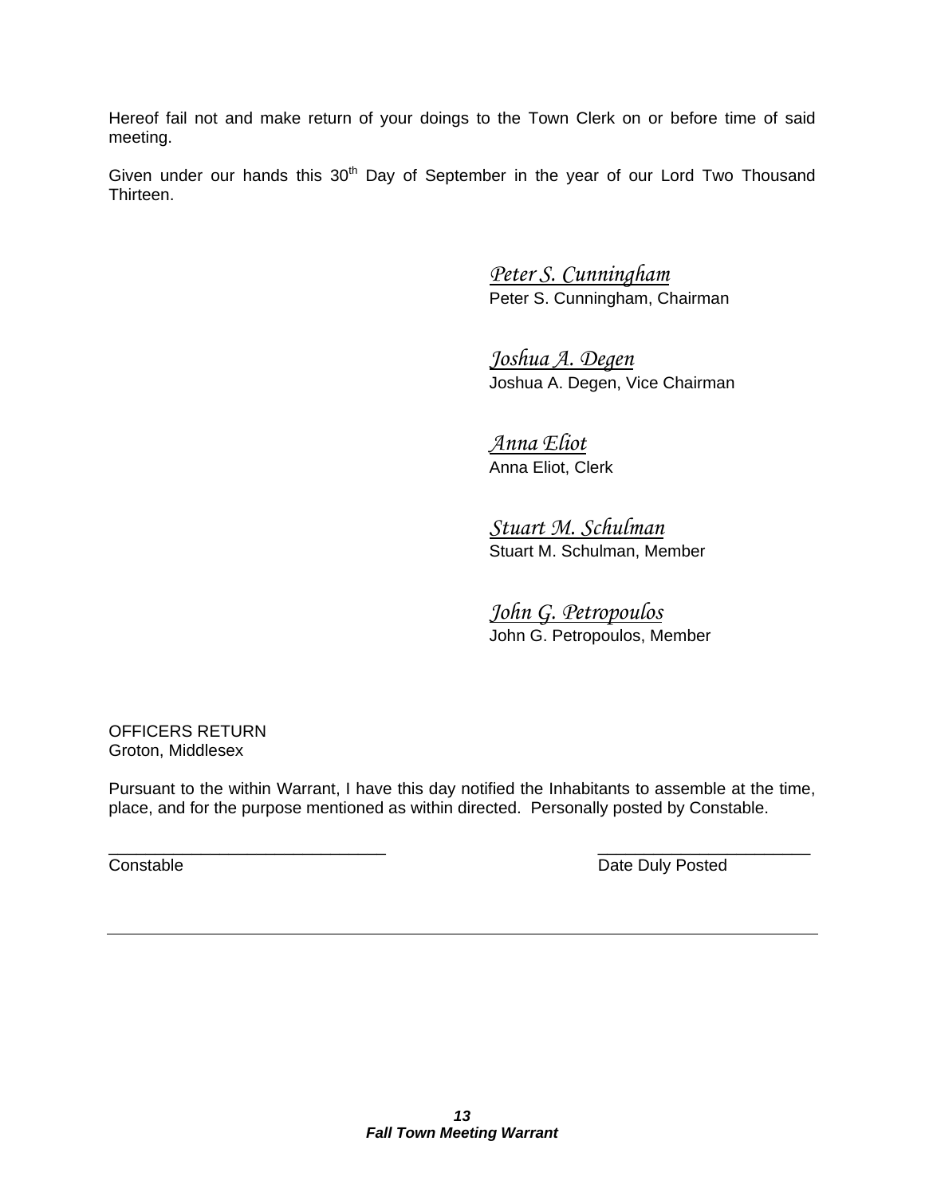Hereof fail not and make return of your doings to the Town Clerk on or before time of said meeting.

Given under our hands this 30th Day of September in the year of our Lord Two Thousand Thirteen.

*Peter S. Cunningham*
Peter S. Cunningham, Chairman

*Joshua A. Degen*
Joshua A. Degen, Vice Chairman

*Anna Eliot*
Anna Eliot, Clerk

*Stuart M. Schulman*
Stuart M. Schulman, Member

*John G. Petropoulos*
John G. Petropoulos, Member

OFFICERS RETURN
Groton, Middlesex

Pursuant to the within Warrant, I have this day notified the Inhabitants to assemble at the time, place, and for the purpose mentioned as within directed. Personally posted by Constable.

______________________________ ______________________
Constable Date Duly Posted

---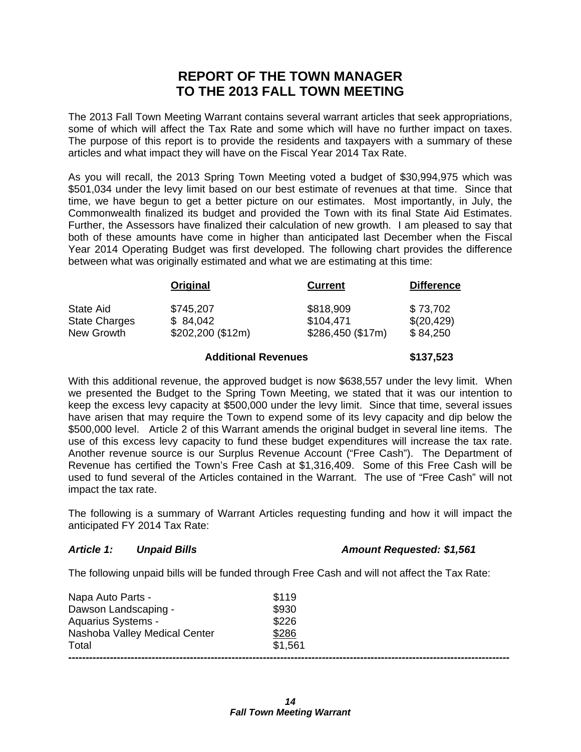# REPORT OF THE TOWN MANAGER TO THE 2013 FALL TOWN MEETING

The 2013 Fall Town Meeting Warrant contains several warrant articles that seek appropriations, some of which will affect the Tax Rate and some which will have no further impact on taxes. The purpose of this report is to provide the residents and taxpayers with a summary of these articles and what impact they will have on the Fiscal Year 2014 Tax Rate.

As you will recall, the 2013 Spring Town Meeting voted a budget of $30,994,975 which was $501,034 under the levy limit based on our best estimate of revenues at that time. Since that time, we have begun to get a better picture on our estimates. Most importantly, in July, the Commonwealth finalized its budget and provided the Town with its final State Aid Estimates. Further, the Assessors have finalized their calculation of new growth. I am pleased to say that both of these amounts have come in higher than anticipated last December when the Fiscal Year 2014 Operating Budget was first developed. The following chart provides the difference between what was originally estimated and what we are estimating at this time:

| | Original | Current | Difference |
|---|---|---|---|
| State Aid | $745,207 | $818,909 | $ 73,702 |
| State Charges | $ 84,042 | $104,471 | $(20,429) |
| New Growth | $202,200 ($12m) | $286,450 ($17m) | $ 84,250 |
| | | **Additional Revenues** | **$137,523** |

With this additional revenue, the approved budget is now $638,557 under the levy limit. When we presented the Budget to the Spring Town Meeting, we stated that it was our intention to keep the excess levy capacity at $500,000 under the levy limit. Since that time, several issues have arisen that may require the Town to expend some of its levy capacity and dip below the $500,000 level. Article 2 of this Warrant amends the original budget in several line items. The use of this excess levy capacity to fund these budget expenditures will increase the tax rate. Another revenue source is our Surplus Revenue Account ("Free Cash"). The Department of Revenue has certified the Town's Free Cash at $1,316,409. Some of this Free Cash will be used to fund several of the Articles contained in the Warrant. The use of "Free Cash" will not impact the tax rate.

The following is a summary of Warrant Articles requesting funding and how it will impact the anticipated FY 2014 Tax Rate:

***Article 1: Unpaid Bills*** ***Amount Requested: $1,561***

The following unpaid bills will be funded through Free Cash and will not affect the Tax Rate:

| | |
|---|---|
| Napa Auto Parts - | $119 |
| Dawson Landscaping - | $930 |
| Aquarius Systems - | $226 |
| Nashoba Valley Medical Center | $286 |
| Total | $1,561 |

---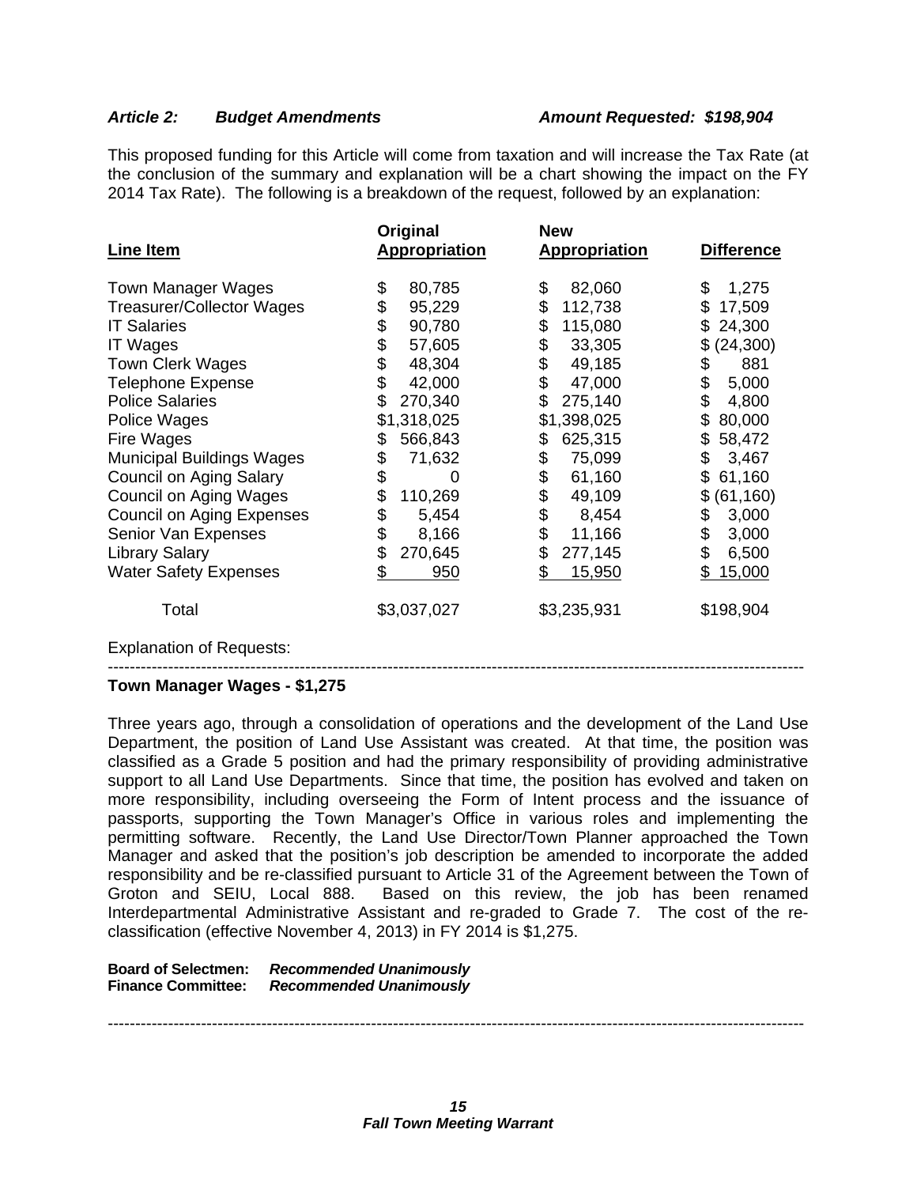***Article 2: Budget Amendments*** ***Amount Requested: $198,904***

This proposed funding for this Article will come from taxation and will increase the Tax Rate (at the conclusion of the summary and explanation will be a chart showing the impact on the FY 2014 Tax Rate). The following is a breakdown of the request, followed by an explanation:

| Line Item | Original Appropriation | New Appropriation | Difference |
|---|---|---|---|
| Town Manager Wages | $ 80,785 | $ 82,060 | $ 1,275 |
| Treasurer/Collector Wages | $ 95,229 | $ 112,738 | $ 17,509 |
| IT Salaries | $ 90,780 | $ 115,080 | $ 24,300 |
| IT Wages | $ 57,605 | $ 33,305 | $ (24,300) |
| Town Clerk Wages | $ 48,304 | $ 49,185 | $ 881 |
| Telephone Expense | $ 42,000 | $ 47,000 | $ 5,000 |
| Police Salaries | $ 270,340 | $ 275,140 | $ 4,800 |
| Police Wages | $1,318,025 | $1,398,025 | $ 80,000 |
| Fire Wages | $ 566,843 | $ 625,315 | $ 58,472 |
| Municipal Buildings Wages | $ 71,632 | $ 75,099 | $ 3,467 |
| Council on Aging Salary | $ 0 | $ 61,160 | $ 61,160 |
| Council on Aging Wages | $ 110,269 | $ 49,109 | $ (61,160) |
| Council on Aging Expenses | $ 5,454 | $ 8,454 | $ 3,000 |
| Senior Van Expenses | $ 8,166 | $ 11,166 | $ 3,000 |
| Library Salary | $ 270,645 | $ 277,145 | $ 6,500 |
| Water Safety Expenses | $ 950 | $ 15,950 | $ 15,000 |
| Total | $3,037,027 | $3,235,931 | $198,904 |

Explanation of Requests:

---

**Town Manager Wages - $1,275**

Three years ago, through a consolidation of operations and the development of the Land Use Department, the position of Land Use Assistant was created. At that time, the position was classified as a Grade 5 position and had the primary responsibility of providing administrative support to all Land Use Departments. Since that time, the position has evolved and taken on more responsibility, including overseeing the Form of Intent process and the issuance of passports, supporting the Town Manager's Office in various roles and implementing the permitting software. Recently, the Land Use Director/Town Planner approached the Town Manager and asked that the position's job description be amended to incorporate the added responsibility and be re-classified pursuant to Article 31 of the Agreement between the Town of Groton and SEIU, Local 888. Based on this review, the job has been renamed Interdepartmental Administrative Assistant and re-graded to Grade 7. The cost of the re-classification (effective November 4, 2013) in FY 2014 is $1,275.

**Board of Selectmen:** ***Recommended Unanimously***
**Finance Committee:** ***Recommended Unanimously***

---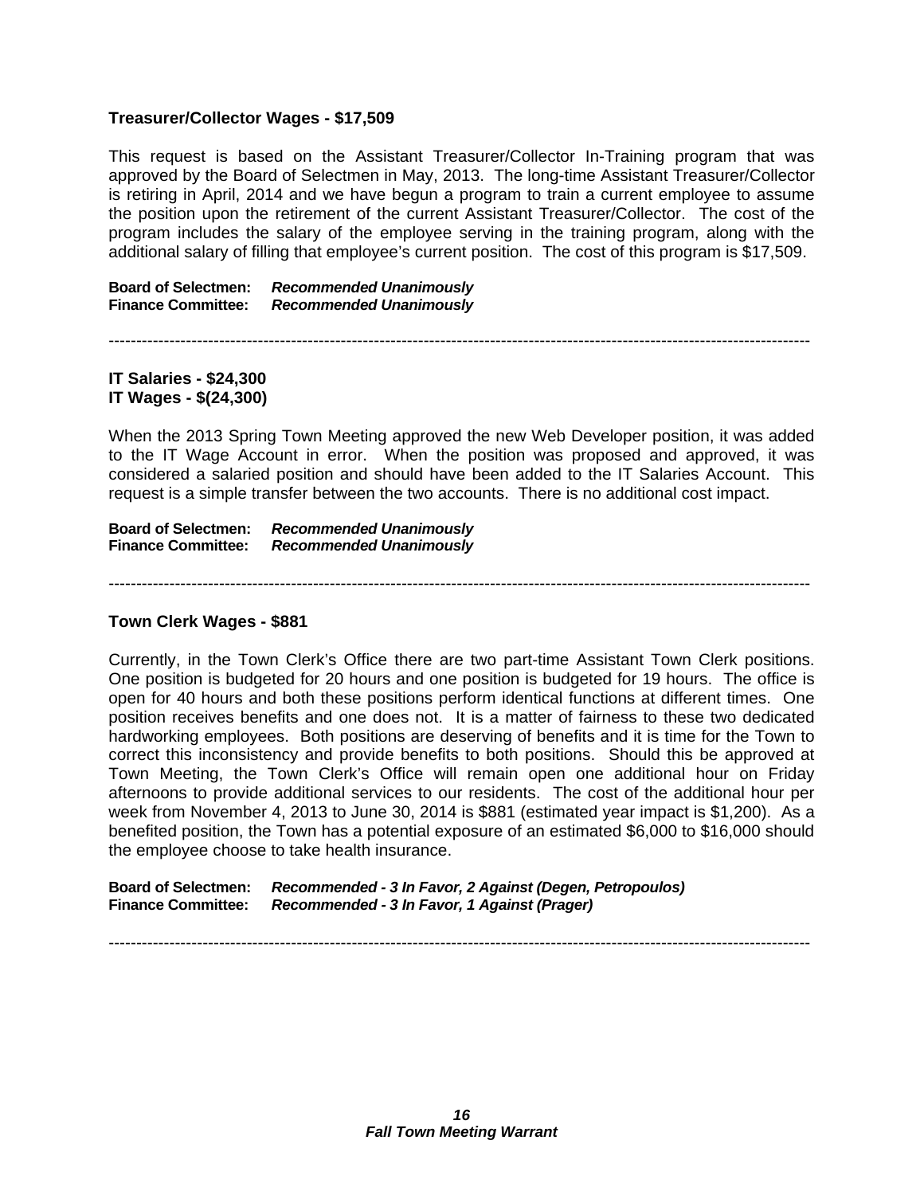**Treasurer/Collector Wages - $17,509**

This request is based on the Assistant Treasurer/Collector In-Training program that was approved by the Board of Selectmen in May, 2013. The long-time Assistant Treasurer/Collector is retiring in April, 2014 and we have begun a program to train a current employee to assume the position upon the retirement of the current Assistant Treasurer/Collector. The cost of the program includes the salary of the employee serving in the training program, along with the additional salary of filling that employee's current position. The cost of this program is $17,509.

**Board of Selectmen:** ***Recommended Unanimously***
**Finance Committee:** ***Recommended Unanimously***

---

**IT Salaries - $24,300**
**IT Wages - $(24,300)**

When the 2013 Spring Town Meeting approved the new Web Developer position, it was added to the IT Wage Account in error. When the position was proposed and approved, it was considered a salaried position and should have been added to the IT Salaries Account. This request is a simple transfer between the two accounts. There is no additional cost impact.

**Board of Selectmen:** ***Recommended Unanimously***
**Finance Committee:** ***Recommended Unanimously***

---

**Town Clerk Wages - $881**

Currently, in the Town Clerk's Office there are two part-time Assistant Town Clerk positions. One position is budgeted for 20 hours and one position is budgeted for 19 hours. The office is open for 40 hours and both these positions perform identical functions at different times. One position receives benefits and one does not. It is a matter of fairness to these two dedicated hardworking employees. Both positions are deserving of benefits and it is time for the Town to correct this inconsistency and provide benefits to both positions. Should this be approved at Town Meeting, the Town Clerk's Office will remain open one additional hour on Friday afternoons to provide additional services to our residents. The cost of the additional hour per week from November 4, 2013 to June 30, 2014 is $881 (estimated year impact is $1,200). As a benefited position, the Town has a potential exposure of an estimated $6,000 to $16,000 should the employee choose to take health insurance.

**Board of Selectmen:** ***Recommended - 3 In Favor, 2 Against (Degen, Petropoulos)***
**Finance Committee:** ***Recommended - 3 In Favor, 1 Against (Prager)***

---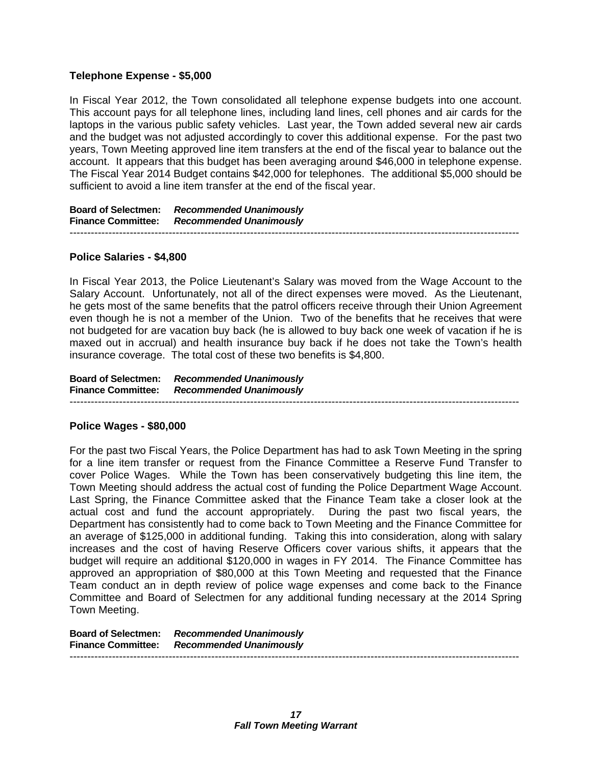**Telephone Expense - $5,000**

In Fiscal Year 2012, the Town consolidated all telephone expense budgets into one account. This account pays for all telephone lines, including land lines, cell phones and air cards for the laptops in the various public safety vehicles. Last year, the Town added several new air cards and the budget was not adjusted accordingly to cover this additional expense. For the past two years, Town Meeting approved line item transfers at the end of the fiscal year to balance out the account. It appears that this budget has been averaging around $46,000 in telephone expense. The Fiscal Year 2014 Budget contains $42,000 for telephones. The additional $5,000 should be sufficient to avoid a line item transfer at the end of the fiscal year.

**Board of Selectmen:** ***Recommended Unanimously***
**Finance Committee:** ***Recommended Unanimously***

---

**Police Salaries - $4,800**

In Fiscal Year 2013, the Police Lieutenant's Salary was moved from the Wage Account to the Salary Account. Unfortunately, not all of the direct expenses were moved. As the Lieutenant, he gets most of the same benefits that the patrol officers receive through their Union Agreement even though he is not a member of the Union. Two of the benefits that he receives that were not budgeted for are vacation buy back (he is allowed to buy back one week of vacation if he is maxed out in accrual) and health insurance buy back if he does not take the Town's health insurance coverage. The total cost of these two benefits is $4,800.

**Board of Selectmen:** ***Recommended Unanimously***
**Finance Committee:** ***Recommended Unanimously***

---

**Police Wages - $80,000**

For the past two Fiscal Years, the Police Department has had to ask Town Meeting in the spring for a line item transfer or request from the Finance Committee a Reserve Fund Transfer to cover Police Wages. While the Town has been conservatively budgeting this line item, the Town Meeting should address the actual cost of funding the Police Department Wage Account. Last Spring, the Finance Committee asked that the Finance Team take a closer look at the actual cost and fund the account appropriately. During the past two fiscal years, the Department has consistently had to come back to Town Meeting and the Finance Committee for an average of $125,000 in additional funding. Taking this into consideration, along with salary increases and the cost of having Reserve Officers cover various shifts, it appears that the budget will require an additional $120,000 in wages in FY 2014. The Finance Committee has approved an appropriation of $80,000 at this Town Meeting and requested that the Finance Team conduct an in depth review of police wage expenses and come back to the Finance Committee and Board of Selectmen for any additional funding necessary at the 2014 Spring Town Meeting.

**Board of Selectmen:** ***Recommended Unanimously***
**Finance Committee:** ***Recommended Unanimously***

---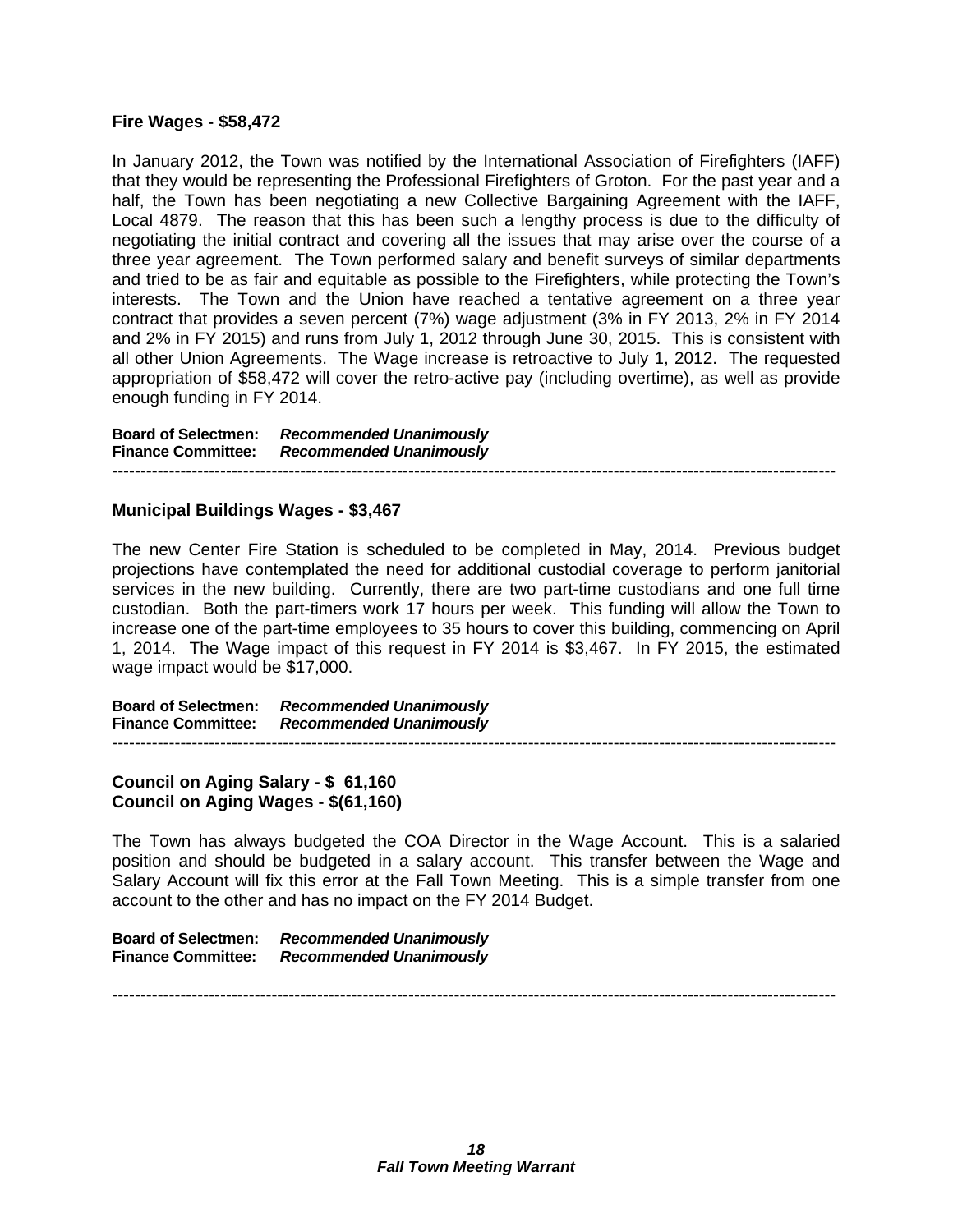**Fire Wages - $58,472**

In January 2012, the Town was notified by the International Association of Firefighters (IAFF) that they would be representing the Professional Firefighters of Groton. For the past year and a half, the Town has been negotiating a new Collective Bargaining Agreement with the IAFF, Local 4879. The reason that this has been such a lengthy process is due to the difficulty of negotiating the initial contract and covering all the issues that may arise over the course of a three year agreement. The Town performed salary and benefit surveys of similar departments and tried to be as fair and equitable as possible to the Firefighters, while protecting the Town's interests. The Town and the Union have reached a tentative agreement on a three year contract that provides a seven percent (7%) wage adjustment (3% in FY 2013, 2% in FY 2014 and 2% in FY 2015) and runs from July 1, 2012 through June 30, 2015. This is consistent with all other Union Agreements. The Wage increase is retroactive to July 1, 2012. The requested appropriation of $58,472 will cover the retro-active pay (including overtime), as well as provide enough funding in FY 2014.

**Board of Selectmen:** ***Recommended Unanimously***
**Finance Committee:** ***Recommended Unanimously***

---

**Municipal Buildings Wages - $3,467**

The new Center Fire Station is scheduled to be completed in May, 2014. Previous budget projections have contemplated the need for additional custodial coverage to perform janitorial services in the new building. Currently, there are two part-time custodians and one full time custodian. Both the part-timers work 17 hours per week. This funding will allow the Town to increase one of the part-time employees to 35 hours to cover this building, commencing on April 1, 2014. The Wage impact of this request in FY 2014 is $3,467. In FY 2015, the estimated wage impact would be $17,000.

**Board of Selectmen:** ***Recommended Unanimously***
**Finance Committee:** ***Recommended Unanimously***

---

**Council on Aging Salary - $ 61,160**
**Council on Aging Wages - $(61,160)**

The Town has always budgeted the COA Director in the Wage Account. This is a salaried position and should be budgeted in a salary account. This transfer between the Wage and Salary Account will fix this error at the Fall Town Meeting. This is a simple transfer from one account to the other and has no impact on the FY 2014 Budget.

**Board of Selectmen:** ***Recommended Unanimously***
**Finance Committee:** ***Recommended Unanimously***

---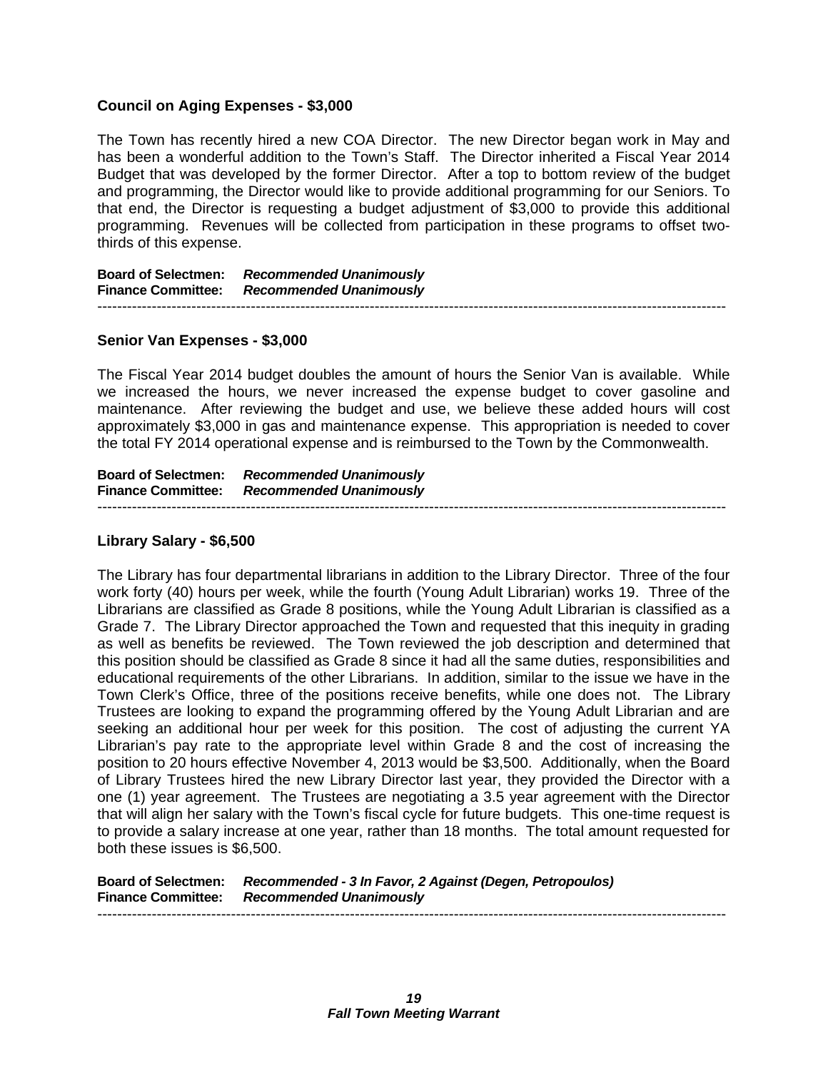**Council on Aging Expenses - $3,000**

The Town has recently hired a new COA Director. The new Director began work in May and has been a wonderful addition to the Town's Staff. The Director inherited a Fiscal Year 2014 Budget that was developed by the former Director. After a top to bottom review of the budget and programming, the Director would like to provide additional programming for our Seniors. To that end, the Director is requesting a budget adjustment of $3,000 to provide this additional programming. Revenues will be collected from participation in these programs to offset two-thirds of this expense.

**Board of Selectmen:** ***Recommended Unanimously***
**Finance Committee:** ***Recommended Unanimously***

---

**Senior Van Expenses - $3,000**

The Fiscal Year 2014 budget doubles the amount of hours the Senior Van is available. While we increased the hours, we never increased the expense budget to cover gasoline and maintenance. After reviewing the budget and use, we believe these added hours will cost approximately $3,000 in gas and maintenance expense. This appropriation is needed to cover the total FY 2014 operational expense and is reimbursed to the Town by the Commonwealth.

**Board of Selectmen:** ***Recommended Unanimously***
**Finance Committee:** ***Recommended Unanimously***

---

**Library Salary - $6,500**

The Library has four departmental librarians in addition to the Library Director. Three of the four work forty (40) hours per week, while the fourth (Young Adult Librarian) works 19. Three of the Librarians are classified as Grade 8 positions, while the Young Adult Librarian is classified as a Grade 7. The Library Director approached the Town and requested that this inequity in grading as well as benefits be reviewed. The Town reviewed the job description and determined that this position should be classified as Grade 8 since it had all the same duties, responsibilities and educational requirements of the other Librarians. In addition, similar to the issue we have in the Town Clerk's Office, three of the positions receive benefits, while one does not. The Library Trustees are looking to expand the programming offered by the Young Adult Librarian and are seeking an additional hour per week for this position. The cost of adjusting the current YA Librarian's pay rate to the appropriate level within Grade 8 and the cost of increasing the position to 20 hours effective November 4, 2013 would be $3,500. Additionally, when the Board of Library Trustees hired the new Library Director last year, they provided the Director with a one (1) year agreement. The Trustees are negotiating a 3.5 year agreement with the Director that will align her salary with the Town's fiscal cycle for future budgets. This one-time request is to provide a salary increase at one year, rather than 18 months. The total amount requested for both these issues is $6,500.

**Board of Selectmen:** ***Recommended - 3 In Favor, 2 Against (Degen, Petropoulos)***
**Finance Committee:** ***Recommended Unanimously***

---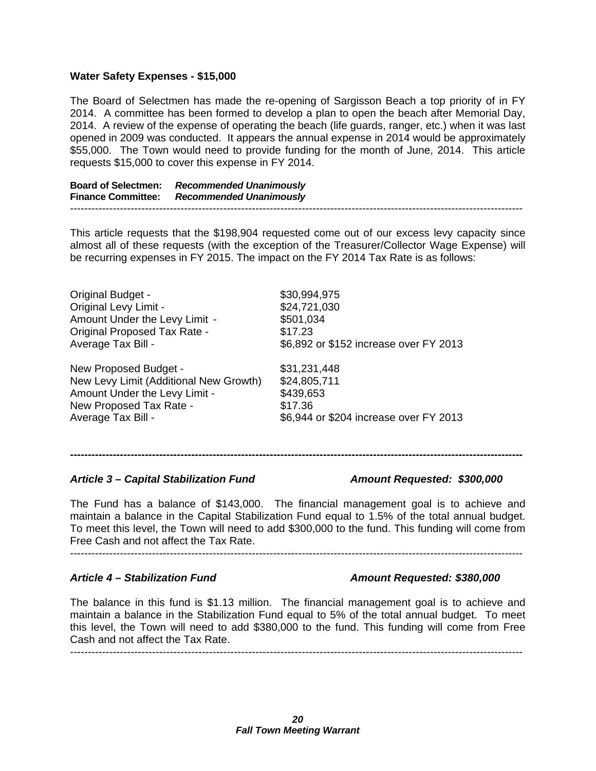**Water Safety Expenses - $15,000**

The Board of Selectmen has made the re-opening of Sargisson Beach a top priority of in FY 2014. A committee has been formed to develop a plan to open the beach after Memorial Day, 2014. A review of the expense of operating the beach (life guards, ranger, etc.) when it was last opened in 2009 was conducted. It appears the annual expense in 2014 would be approximately $55,000. The Town would need to provide funding for the month of June, 2014. This article requests $15,000 to cover this expense in FY 2014.

**Board of Selectmen:** ***Recommended Unanimously***
**Finance Committee:** ***Recommended Unanimously***

---

This article requests that the $198,904 requested come out of our excess levy capacity since almost all of these requests (with the exception of the Treasurer/Collector Wage Expense) will be recurring expenses in FY 2015. The impact on the FY 2014 Tax Rate is as follows:

| | |
|---|---|
| Original Budget - | $30,994,975 |
| Original Levy Limit - | $24,721,030 |
| Amount Under the Levy Limit - | $501,034 |
| Original Proposed Tax Rate - | $17.23 |
| Average Tax Bill - | $6,892 or $152 increase over FY 2013 |
| New Proposed Budget - | $31,231,448 |
| New Levy Limit (Additional New Growth) | $24,805,711 |
| Amount Under the Levy Limit - | $439,653 |
| New Proposed Tax Rate - | $17.36 |
| Average Tax Bill - | $6,944 or $204 increase over FY 2013 |

---

***Article 3 – Capital Stabilization Fund*** ***Amount Requested: $300,000***

The Fund has a balance of $143,000. The financial management goal is to achieve and maintain a balance in the Capital Stabilization Fund equal to 1.5% of the total annual budget. To meet this level, the Town will need to add $300,000 to the fund. This funding will come from Free Cash and not affect the Tax Rate.

---

***Article 4 – Stabilization Fund*** ***Amount Requested: $380,000***

The balance in this fund is $1.13 million. The financial management goal is to achieve and maintain a balance in the Stabilization Fund equal to 5% of the total annual budget. To meet this level, the Town will need to add $380,000 to the fund. This funding will come from Free Cash and not affect the Tax Rate.

---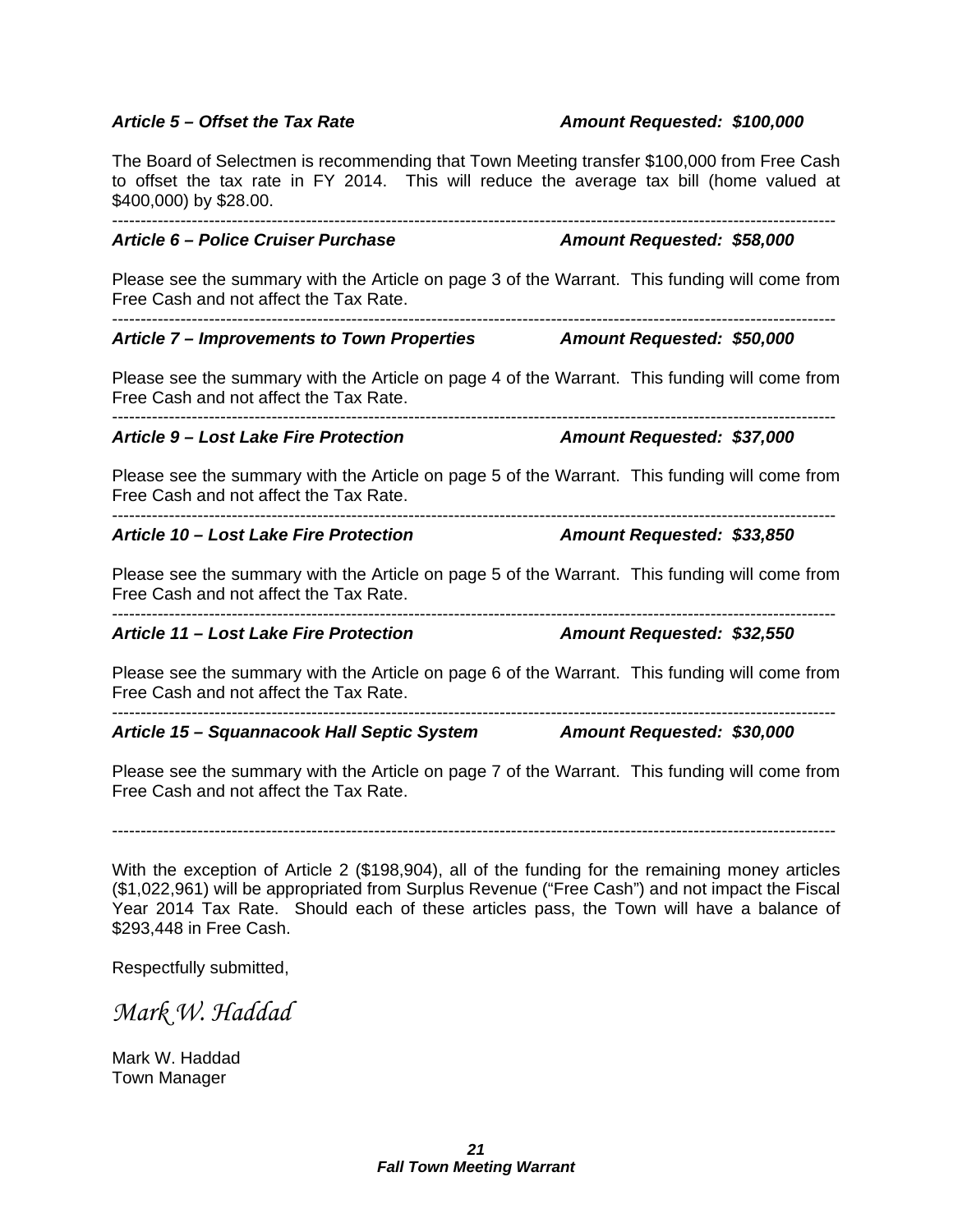***Article 5 – Offset the Tax Rate*** ***Amount Requested: $100,000***

The Board of Selectmen is recommending that Town Meeting transfer $100,000 from Free Cash to offset the tax rate in FY 2014. This will reduce the average tax bill (home valued at $400,000) by $28.00.

---

***Article 6 – Police Cruiser Purchase*** ***Amount Requested: $58,000***

Please see the summary with the Article on page 3 of the Warrant. This funding will come from Free Cash and not affect the Tax Rate.

---

***Article 7 – Improvements to Town Properties*** ***Amount Requested: $50,000***

Please see the summary with the Article on page 4 of the Warrant. This funding will come from Free Cash and not affect the Tax Rate.

---

***Article 9 – Lost Lake Fire Protection*** ***Amount Requested: $37,000***

Please see the summary with the Article on page 5 of the Warrant. This funding will come from Free Cash and not affect the Tax Rate.

---

***Article 10 – Lost Lake Fire Protection*** ***Amount Requested: $33,850***

Please see the summary with the Article on page 5 of the Warrant. This funding will come from Free Cash and not affect the Tax Rate.

---

***Article 11 – Lost Lake Fire Protection*** ***Amount Requested: $32,550***

Please see the summary with the Article on page 6 of the Warrant. This funding will come from Free Cash and not affect the Tax Rate.

---

***Article 15 – Squannacook Hall Septic System*** ***Amount Requested: $30,000***

Please see the summary with the Article on page 7 of the Warrant. This funding will come from Free Cash and not affect the Tax Rate.

---

With the exception of Article 2 ($198,904), all of the funding for the remaining money articles ($1,022,961) will be appropriated from Surplus Revenue ("Free Cash") and not impact the Fiscal Year 2014 Tax Rate. Should each of these articles pass, the Town will have a balance of $293,448 in Free Cash.

Respectfully submitted,

*Mark W. Haddad*

Mark W. Haddad
Town Manager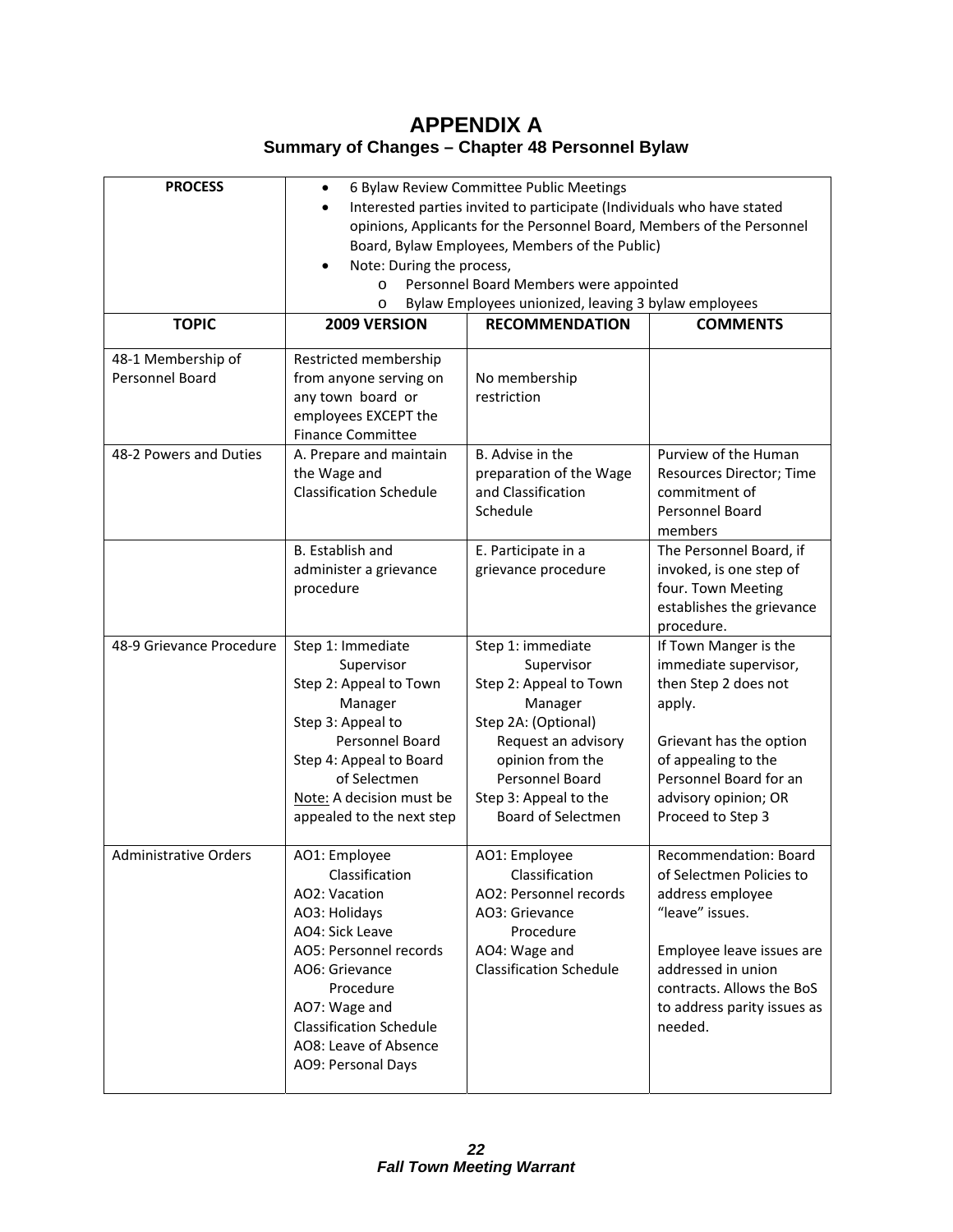# APPENDIX A

## Summary of Changes – Chapter 48 Personnel Bylaw

| PROCESS | <ul><li>6 Bylaw Review Committee Public Meetings</li><li>Interested parties invited to participate (Individuals who have stated opinions, Applicants for the Personnel Board, Members of the Personnel Board, Bylaw Employees, Members of the Public)</li><li>Note: During the process,<ul><li>Personnel Board Members were appointed</li><li>Bylaw Employees unionized, leaving 3 bylaw employees</li></ul></li></ul> | | |
|---|---|---|---|
| **TOPIC** | **2009 VERSION** | **RECOMMENDATION** | **COMMENTS** |
| 48-1 Membership of Personnel Board | Restricted membership from anyone serving on any town board or employees EXCEPT the Finance Committee | No membership restriction | |
| 48-2 Powers and Duties | A. Prepare and maintain the Wage and Classification Schedule | B. Advise in the preparation of the Wage and Classification Schedule | Purview of the Human Resources Director; Time commitment of Personnel Board members |
| | B. Establish and administer a grievance procedure | E. Participate in a grievance procedure | The Personnel Board, if invoked, is one step of four. Town Meeting establishes the grievance procedure. |
| 48-9 Grievance Procedure | Step 1: Immediate Supervisor<br>Step 2: Appeal to Town Manager<br>Step 3: Appeal to Personnel Board<br>Step 4: Appeal to Board of Selectmen<br><u>Note:</u> A decision must be appealed to the next step | Step 1: immediate Supervisor<br>Step 2: Appeal to Town Manager<br>Step 2A: (Optional) Request an advisory opinion from the Personnel Board<br>Step 3: Appeal to the Board of Selectmen | If Town Manger is the immediate supervisor, then Step 2 does not apply.<br><br>Grievant has the option of appealing to the Personnel Board for an advisory opinion; OR Proceed to Step 3 |
| Administrative Orders | AO1: Employee Classification<br>AO2: Vacation<br>AO3: Holidays<br>AO4: Sick Leave<br>AO5: Personnel records<br>AO6: Grievance Procedure<br>AO7: Wage and Classification Schedule<br>AO8: Leave of Absence<br>AO9: Personal Days | AO1: Employee Classification<br>AO2: Personnel records<br>AO3: Grievance Procedure<br>AO4: Wage and Classification Schedule | Recommendation: Board of Selectmen Policies to address employee "leave" issues.<br><br>Employee leave issues are addressed in union contracts. Allows the BoS to address parity issues as needed. |